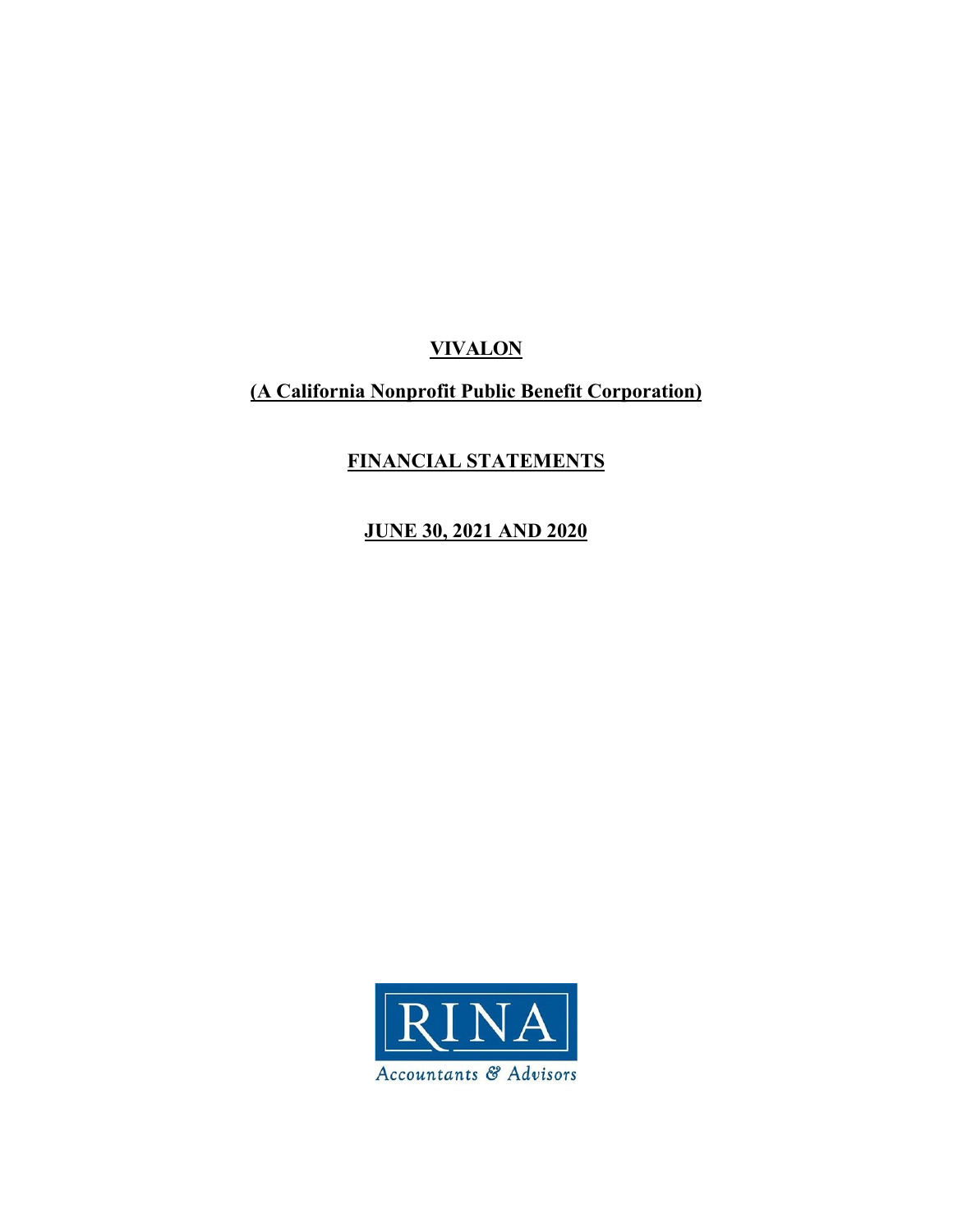**VIVALON**

**(A California Nonprofit Public Benefit Corporation)**

**FINANCIAL STATEMENTS**

**JUNE 30, 2021 AND 2020**

RINA

Accountants & Advisors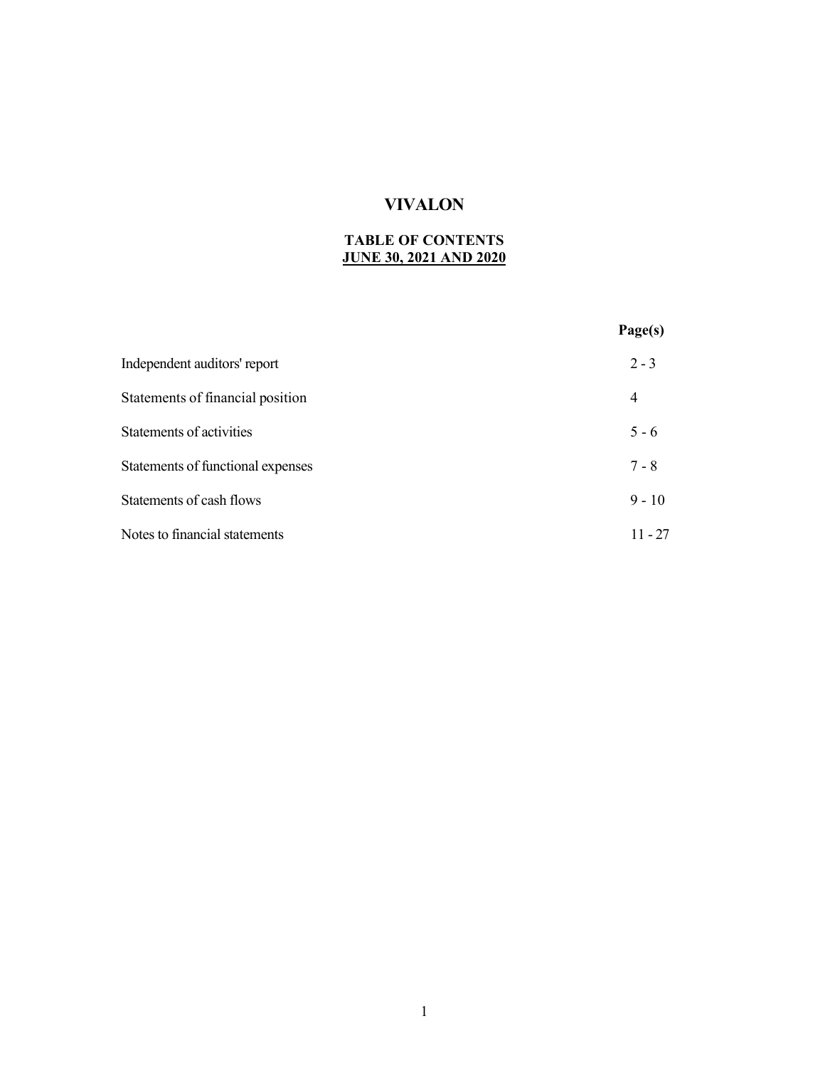# VIVALON

## TABLE OF CONTENTS
## JUNE 30, 2021 AND 2020

| | Page(s) |
|---|---|
| Independent auditors' report | 2 - 3 |
| Statements of financial position | 4 |
| Statements of activities | 5 - 6 |
| Statements of functional expenses | 7 - 8 |
| Statements of cash flows | 9 - 10 |
| Notes to financial statements | 11 - 27 |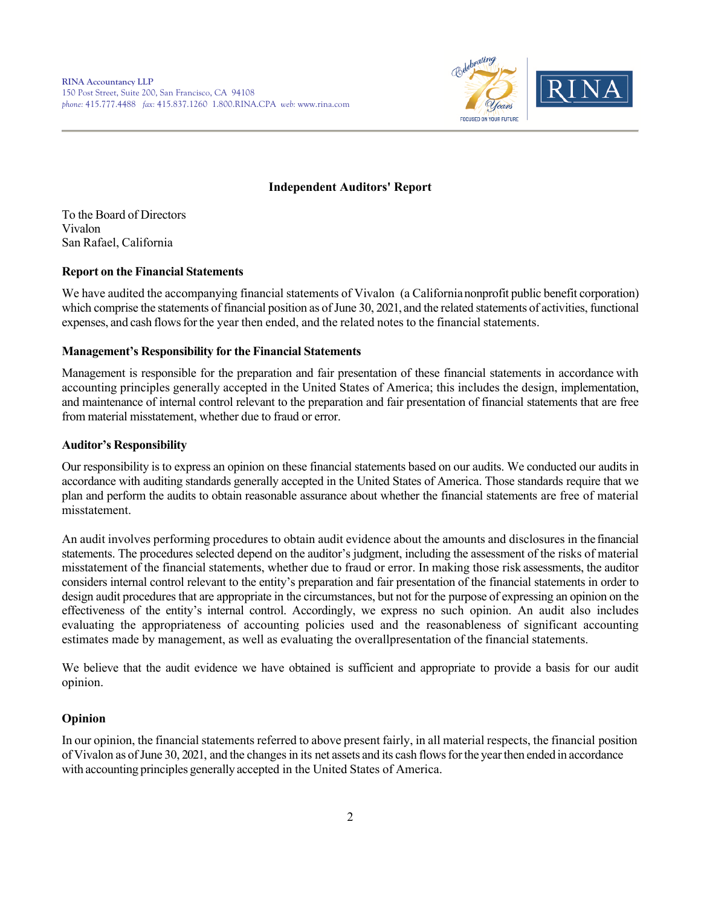RINA Accountancy LLP
150 Post Street, Suite 200, San Francisco, CA 94108
*phone:* 415.777.4488 *fax:* 415.837.1260 1.800.RINA.CPA *web:* www.rina.com

## Independent Auditors' Report

To the Board of Directors
Vivalon
San Rafael, California

### Report on the Financial Statements

We have audited the accompanying financial statements of Vivalon (a California nonprofit public benefit corporation) which comprise the statements of financial position as of June 30, 2021, and the related statements of activities, functional expenses, and cash flows for the year then ended, and the related notes to the financial statements.

### Management's Responsibility for the Financial Statements

Management is responsible for the preparation and fair presentation of these financial statements in accordance with accounting principles generally accepted in the United States of America; this includes the design, implementation, and maintenance of internal control relevant to the preparation and fair presentation of financial statements that are free from material misstatement, whether due to fraud or error.

### Auditor's Responsibility

Our responsibility is to express an opinion on these financial statements based on our audits. We conducted our audits in accordance with auditing standards generally accepted in the United States of America. Those standards require that we plan and perform the audits to obtain reasonable assurance about whether the financial statements are free of material misstatement.

An audit involves performing procedures to obtain audit evidence about the amounts and disclosures in the financial statements. The procedures selected depend on the auditor's judgment, including the assessment of the risks of material misstatement of the financial statements, whether due to fraud or error. In making those risk assessments, the auditor considers internal control relevant to the entity's preparation and fair presentation of the financial statements in order to design audit procedures that are appropriate in the circumstances, but not for the purpose of expressing an opinion on the effectiveness of the entity's internal control. Accordingly, we express no such opinion. An audit also includes evaluating the appropriateness of accounting policies used and the reasonableness of significant accounting estimates made by management, as well as evaluating the overallpresentation of the financial statements.

We believe that the audit evidence we have obtained is sufficient and appropriate to provide a basis for our audit opinion.

### Opinion

In our opinion, the financial statements referred to above present fairly, in all material respects, the financial position of Vivalon as of June 30, 2021, and the changes in its net assets and its cash flows for the year then ended in accordance with accounting principles generally accepted in the United States of America.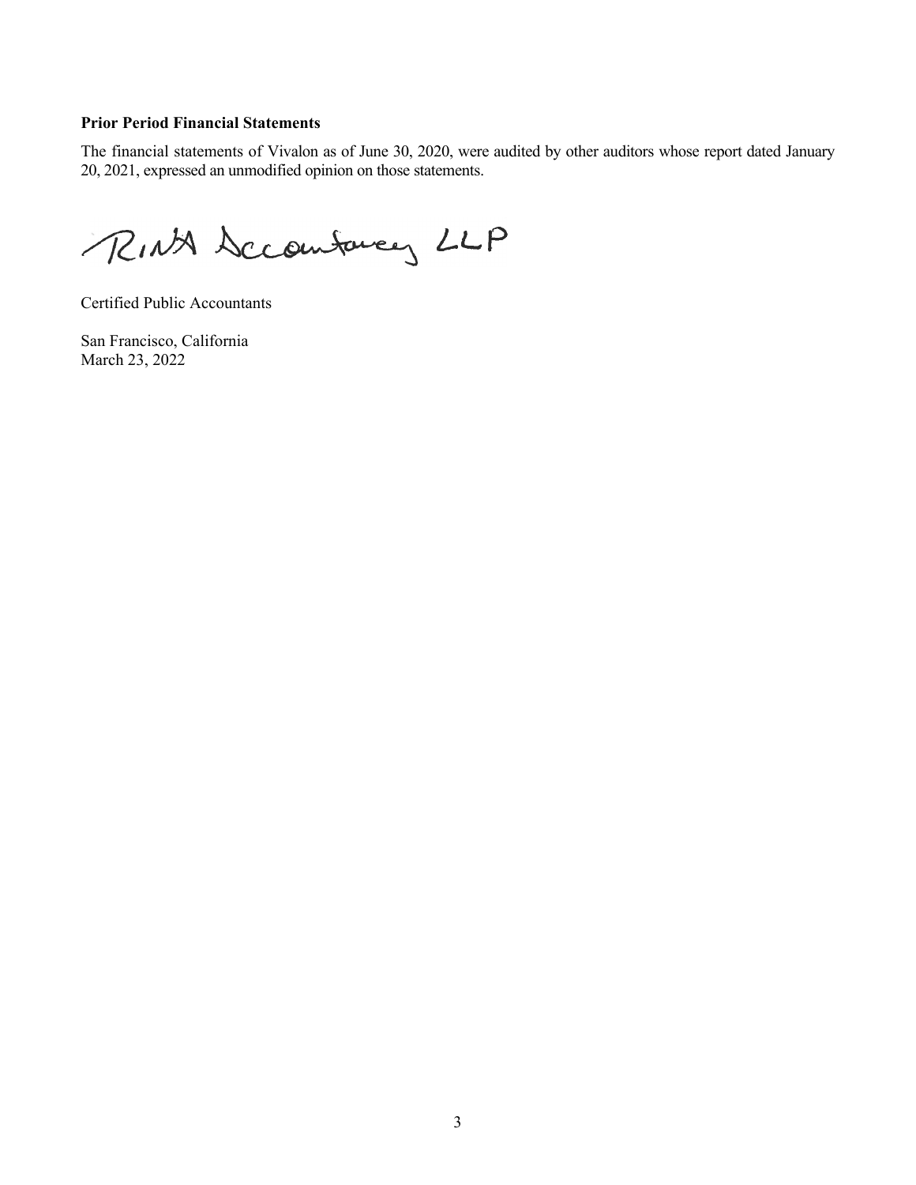**Prior Period Financial Statements**

The financial statements of Vivalon as of June 30, 2020, were audited by other auditors whose report dated January 20, 2021, expressed an unmodified opinion on those statements.

RINA Accountancy LLP

Certified Public Accountants

San Francisco, California
March 23, 2022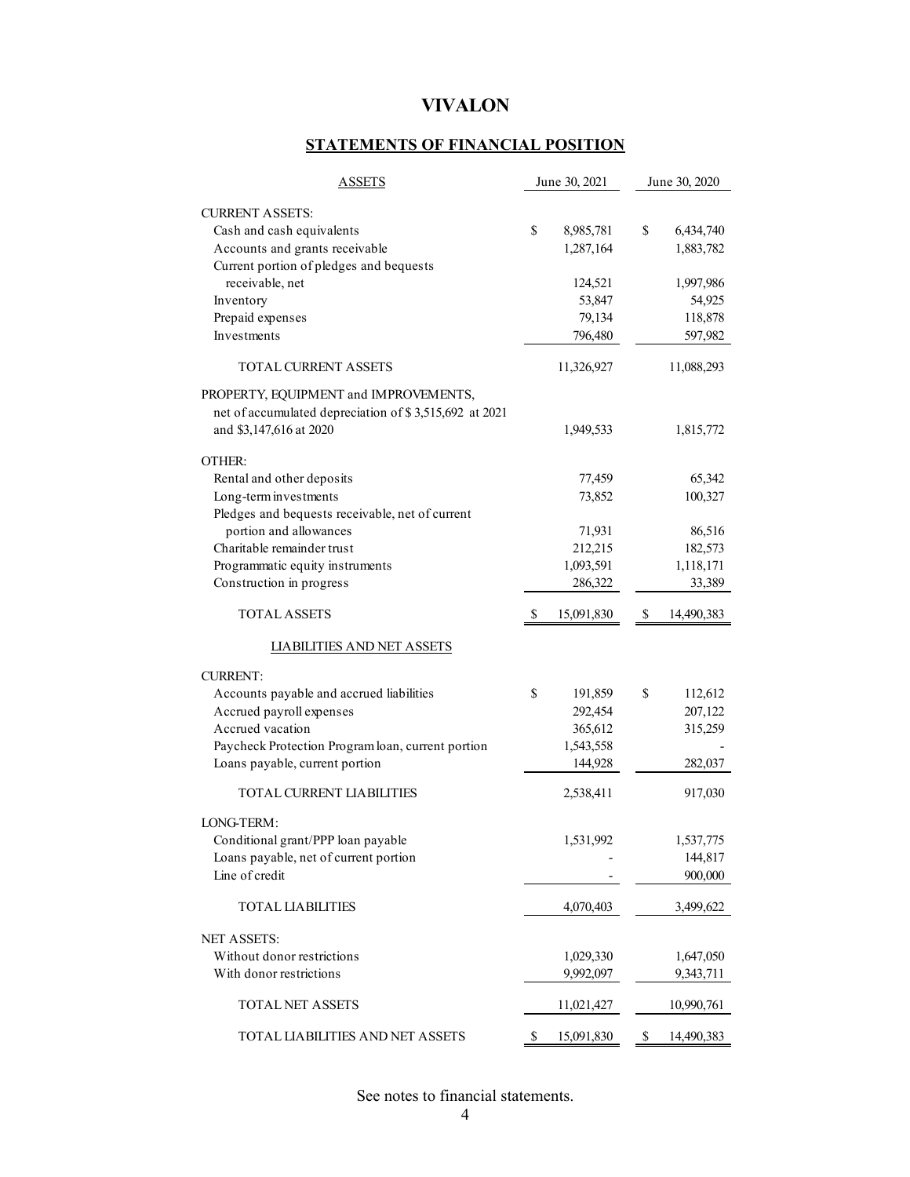# VIVALON

## STATEMENTS OF FINANCIAL POSITION

| ASSETS | June 30, 2021 | June 30, 2020 |
|---|---|---|
| CURRENT ASSETS: | | |
| Cash and cash equivalents | $ 8,985,781 | $ 6,434,740 |
| Accounts and grants receivable | 1,287,164 | 1,883,782 |
| Current portion of pledges and bequests receivable, net | 124,521 | 1,997,986 |
| Inventory | 53,847 | 54,925 |
| Prepaid expenses | 79,134 | 118,878 |
| Investments | 796,480 | 597,982 |
| TOTAL CURRENT ASSETS | 11,326,927 | 11,088,293 |
| PROPERTY, EQUIPMENT and IMPROVEMENTS, net of accumulated depreciation of $ 3,515,692 at 2021 and $3,147,616 at 2020 | 1,949,533 | 1,815,772 |
| OTHER: | | |
| Rental and other deposits | 77,459 | 65,342 |
| Long-term investments | 73,852 | 100,327 |
| Pledges and bequests receivable, net of current portion and allowances | 71,931 | 86,516 |
| Charitable remainder trust | 212,215 | 182,573 |
| Programmatic equity instruments | 1,093,591 | 1,118,171 |
| Construction in progress | 286,322 | 33,389 |
| TOTAL ASSETS | $ 15,091,830 | $ 14,490,383 |

| LIABILITIES AND NET ASSETS | June 30, 2021 | June 30, 2020 |
|---|---|---|
| CURRENT: | | |
| Accounts payable and accrued liabilities | $ 191,859 | $ 112,612 |
| Accrued payroll expenses | 292,454 | 207,122 |
| Accrued vacation | 365,612 | 315,259 |
| Paycheck Protection Program loan, current portion | 1,543,558 | - |
| Loans payable, current portion | 144,928 | 282,037 |
| TOTAL CURRENT LIABILITIES | 2,538,411 | 917,030 |
| LONG-TERM: | | |
| Conditional grant/PPP loan payable | 1,531,992 | 1,537,775 |
| Loans payable, net of current portion | - | 144,817 |
| Line of credit | - | 900,000 |
| TOTAL LIABILITIES | 4,070,403 | 3,499,622 |
| NET ASSETS: | | |
| Without donor restrictions | 1,029,330 | 1,647,050 |
| With donor restrictions | 9,992,097 | 9,343,711 |
| TOTAL NET ASSETS | 11,021,427 | 10,990,761 |
| TOTAL LIABILITIES AND NET ASSETS | $ 15,091,830 | $ 14,490,383 |

See notes to financial statements.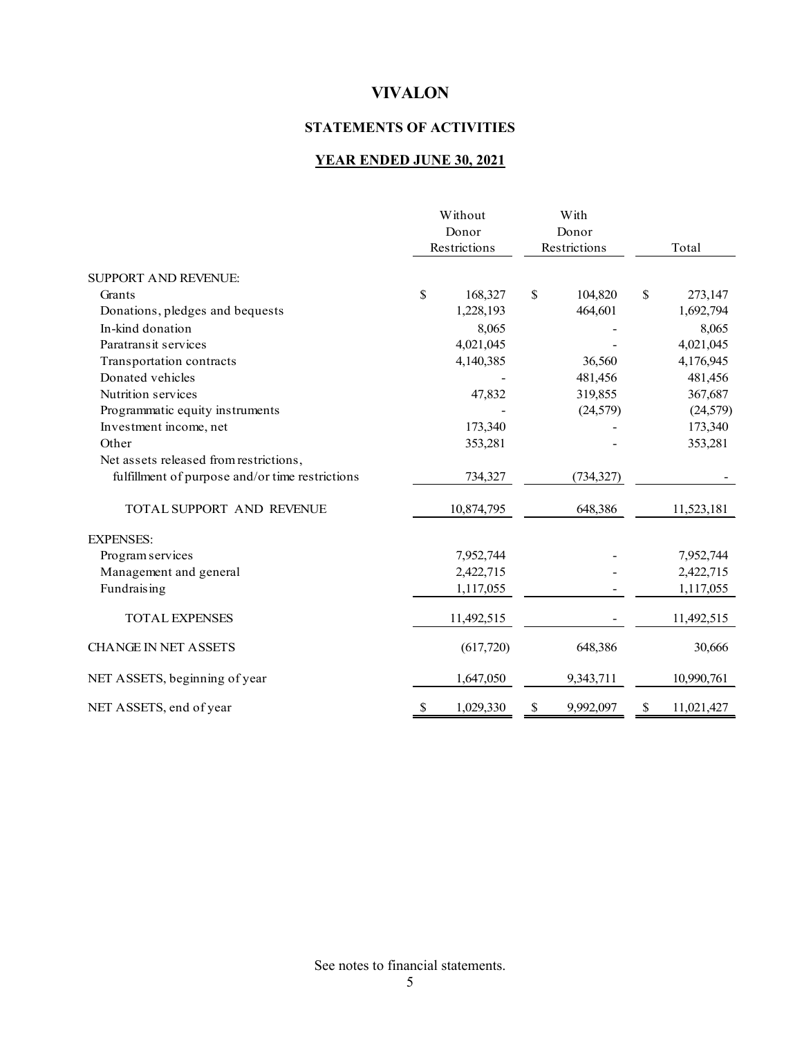# VIVALON

## STATEMENTS OF ACTIVITIES

### YEAR ENDED JUNE 30, 2021

| | Without Donor Restrictions | With Donor Restrictions | Total |
|---|---|---|---|
| SUPPORT AND REVENUE: | | | |
| Grants | $ 168,327 | $ 104,820 | $ 273,147 |
| Donations, pledges and bequests | 1,228,193 | 464,601 | 1,692,794 |
| In-kind donation | 8,065 | - | 8,065 |
| Paratransit services | 4,021,045 | - | 4,021,045 |
| Transportation contracts | 4,140,385 | 36,560 | 4,176,945 |
| Donated vehicles | - | 481,456 | 481,456 |
| Nutrition services | 47,832 | 319,855 | 367,687 |
| Programmatic equity instruments | - | (24,579) | (24,579) |
| Investment income, net | 173,340 | - | 173,340 |
| Other | 353,281 | - | 353,281 |
| Net assets released from restrictions, fulfillment of purpose and/or time restrictions | 734,327 | (734,327) | - |
| TOTAL SUPPORT AND REVENUE | 10,874,795 | 648,386 | 11,523,181 |
| EXPENSES: | | | |
| Program services | 7,952,744 | - | 7,952,744 |
| Management and general | 2,422,715 | - | 2,422,715 |
| Fundraising | 1,117,055 | - | 1,117,055 |
| TOTAL EXPENSES | 11,492,515 | - | 11,492,515 |
| CHANGE IN NET ASSETS | (617,720) | 648,386 | 30,666 |
| NET ASSETS, beginning of year | 1,647,050 | 9,343,711 | 10,990,761 |
| NET ASSETS, end of year | $ 1,029,330 | $ 9,992,097 | $ 11,021,427 |

See notes to financial statements.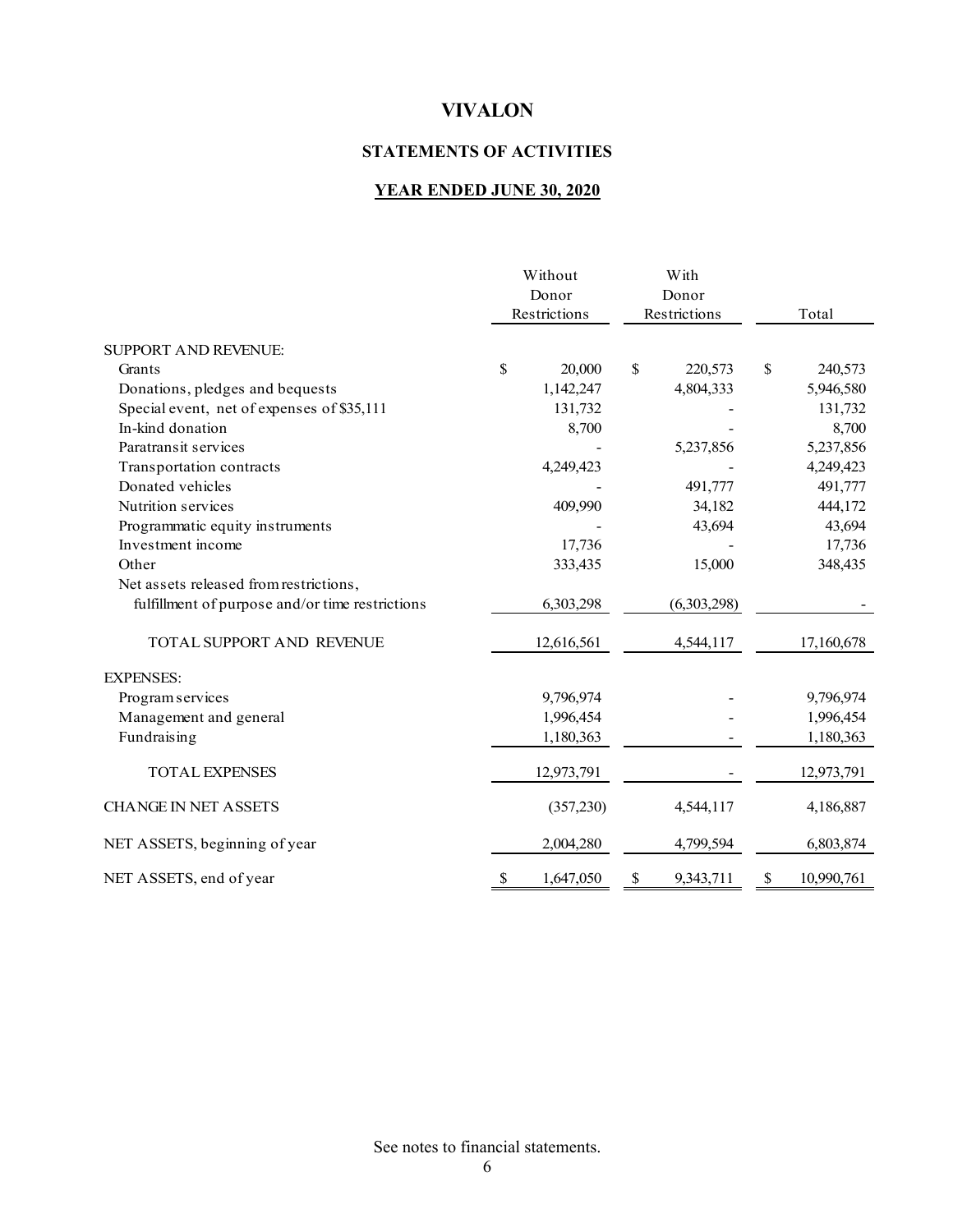# VIVALON

## STATEMENTS OF ACTIVITIES

### YEAR ENDED JUNE 30, 2020

| | Without Donor Restrictions | With Donor Restrictions | Total |
|---|---|---|---|
| SUPPORT AND REVENUE: | | | |
| Grants | $ 20,000 | $ 220,573 | $ 240,573 |
| Donations, pledges and bequests | 1,142,247 | 4,804,333 | 5,946,580 |
| Special event, net of expenses of $35,111 | 131,732 | - | 131,732 |
| In-kind donation | 8,700 | - | 8,700 |
| Paratransit services | - | 5,237,856 | 5,237,856 |
| Transportation contracts | 4,249,423 | - | 4,249,423 |
| Donated vehicles | - | 491,777 | 491,777 |
| Nutrition services | 409,990 | 34,182 | 444,172 |
| Programmatic equity instruments | - | 43,694 | 43,694 |
| Investment income | 17,736 | - | 17,736 |
| Other | 333,435 | 15,000 | 348,435 |
| Net assets released from restrictions, fulfillment of purpose and/or time restrictions | 6,303,298 | (6,303,298) | - |
| TOTAL SUPPORT AND REVENUE | 12,616,561 | 4,544,117 | 17,160,678 |
| EXPENSES: | | | |
| Program services | 9,796,974 | - | 9,796,974 |
| Management and general | 1,996,454 | - | 1,996,454 |
| Fundraising | 1,180,363 | - | 1,180,363 |
| TOTAL EXPENSES | 12,973,791 | - | 12,973,791 |
| CHANGE IN NET ASSETS | (357,230) | 4,544,117 | 4,186,887 |
| NET ASSETS, beginning of year | 2,004,280 | 4,799,594 | 6,803,874 |
| NET ASSETS, end of year | $ 1,647,050 | $ 9,343,711 | $ 10,990,761 |

See notes to financial statements.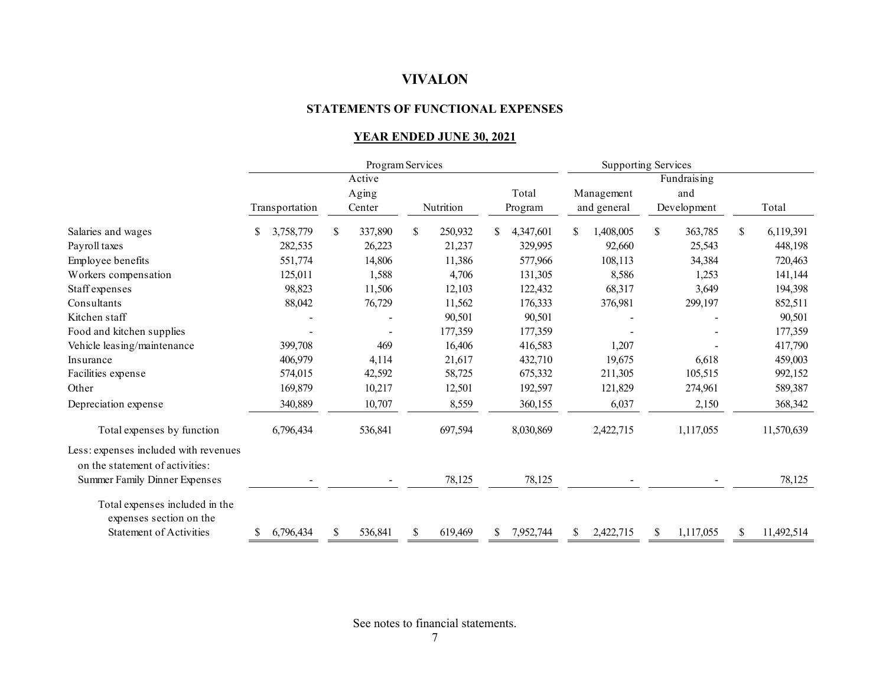# VIVALON

## STATEMENTS OF FUNCTIONAL EXPENSES

### YEAR ENDED JUNE 30, 2021

| | Program Services | | | | Supporting Services | | |
|---|---|---|---|---|---|---|---|
| | Transportation | Active Aging Center | Nutrition | Total Program | Management and general | Fundraising and Development | Total |
| Salaries and wages | $ 3,758,779 | $ 337,890 | $ 250,932 | $ 4,347,601 | $ 1,408,005 | $ 363,785 | $ 6,119,391 |
| Payroll taxes | 282,535 | 26,223 | 21,237 | 329,995 | 92,660 | 25,543 | 448,198 |
| Employee benefits | 551,774 | 14,806 | 11,386 | 577,966 | 108,113 | 34,384 | 720,463 |
| Workers compensation | 125,011 | 1,588 | 4,706 | 131,305 | 8,586 | 1,253 | 141,144 |
| Staff expenses | 98,823 | 11,506 | 12,103 | 122,432 | 68,317 | 3,649 | 194,398 |
| Consultants | 88,042 | 76,729 | 11,562 | 176,333 | 376,981 | 299,197 | 852,511 |
| Kitchen staff | - | - | 90,501 | 90,501 | - | - | 90,501 |
| Food and kitchen supplies | - | - | 177,359 | 177,359 | - | - | 177,359 |
| Vehicle leasing/maintenance | 399,708 | 469 | 16,406 | 416,583 | 1,207 | - | 417,790 |
| Insurance | 406,979 | 4,114 | 21,617 | 432,710 | 19,675 | 6,618 | 459,003 |
| Facilities expense | 574,015 | 42,592 | 58,725 | 675,332 | 211,305 | 105,515 | 992,152 |
| Other | 169,879 | 10,217 | 12,501 | 192,597 | 121,829 | 274,961 | 589,387 |
| Depreciation expense | 340,889 | 10,707 | 8,559 | 360,155 | 6,037 | 2,150 | 368,342 |
| Total expenses by function | 6,796,434 | 536,841 | 697,594 | 8,030,869 | 2,422,715 | 1,117,055 | 11,570,639 |
| Less: expenses included with revenues on the statement of activities: | | | | | | | |
| Summer Family Dinner Expenses | - | - | 78,125 | 78,125 | - | - | 78,125 |
| Total expenses included in the expenses section on the Statement of Activities | $ 6,796,434 | $ 536,841 | $ 619,469 | $ 7,952,744 | $ 2,422,715 | $ 1,117,055 | $ 11,492,514 |

See notes to financial statements.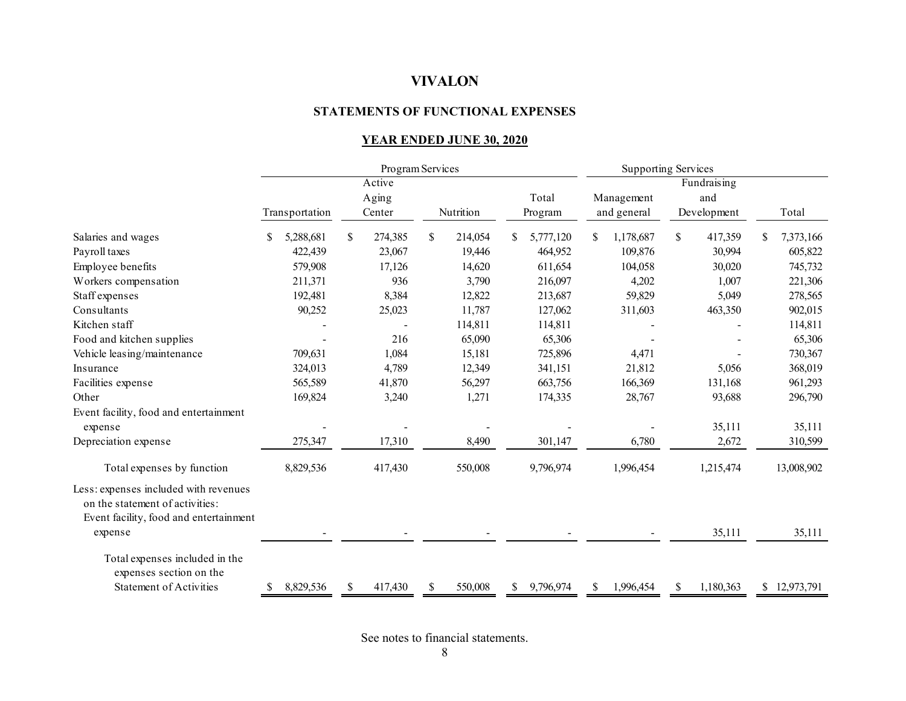# VIVALON

## STATEMENTS OF FUNCTIONAL EXPENSES

### YEAR ENDED JUNE 30, 2020

| | Program Services | | | | Supporting Services | | |
|---|---|---|---|---|---|---|---|
| | Transportation | Active Aging Center | Nutrition | Total Program | Management and general | Fundraising and Development | Total |
| Salaries and wages | $ 5,288,681 | $ 274,385 | $ 214,054 | $ 5,777,120 | $ 1,178,687 | $ 417,359 | $ 7,373,166 |
| Payroll taxes | 422,439 | 23,067 | 19,446 | 464,952 | 109,876 | 30,994 | 605,822 |
| Employee benefits | 579,908 | 17,126 | 14,620 | 611,654 | 104,058 | 30,020 | 745,732 |
| Workers compensation | 211,371 | 936 | 3,790 | 216,097 | 4,202 | 1,007 | 221,306 |
| Staff expenses | 192,481 | 8,384 | 12,822 | 213,687 | 59,829 | 5,049 | 278,565 |
| Consultants | 90,252 | 25,023 | 11,787 | 127,062 | 311,603 | 463,350 | 902,015 |
| Kitchen staff | - | - | 114,811 | 114,811 | - | - | 114,811 |
| Food and kitchen supplies | - | 216 | 65,090 | 65,306 | - | - | 65,306 |
| Vehicle leasing/maintenance | 709,631 | 1,084 | 15,181 | 725,896 | 4,471 | - | 730,367 |
| Insurance | 324,013 | 4,789 | 12,349 | 341,151 | 21,812 | 5,056 | 368,019 |
| Facilities expense | 565,589 | 41,870 | 56,297 | 663,756 | 166,369 | 131,168 | 961,293 |
| Other | 169,824 | 3,240 | 1,271 | 174,335 | 28,767 | 93,688 | 296,790 |
| Event facility, food and entertainment expense | - | - | - | - | - | 35,111 | 35,111 |
| Depreciation expense | 275,347 | 17,310 | 8,490 | 301,147 | 6,780 | 2,672 | 310,599 |
| Total expenses by function | 8,829,536 | 417,430 | 550,008 | 9,796,974 | 1,996,454 | 1,215,474 | 13,008,902 |
| Less: expenses included with revenues on the statement of activities: | | | | | | | |
| Event facility, food and entertainment expense | - | - | - | - | - | 35,111 | 35,111 |
| Total expenses included in the expenses section on the Statement of Activities | $ 8,829,536 | $ 417,430 | $ 550,008 | $ 9,796,974 | $ 1,996,454 | $ 1,180,363 | $ 12,973,791 |

See notes to financial statements.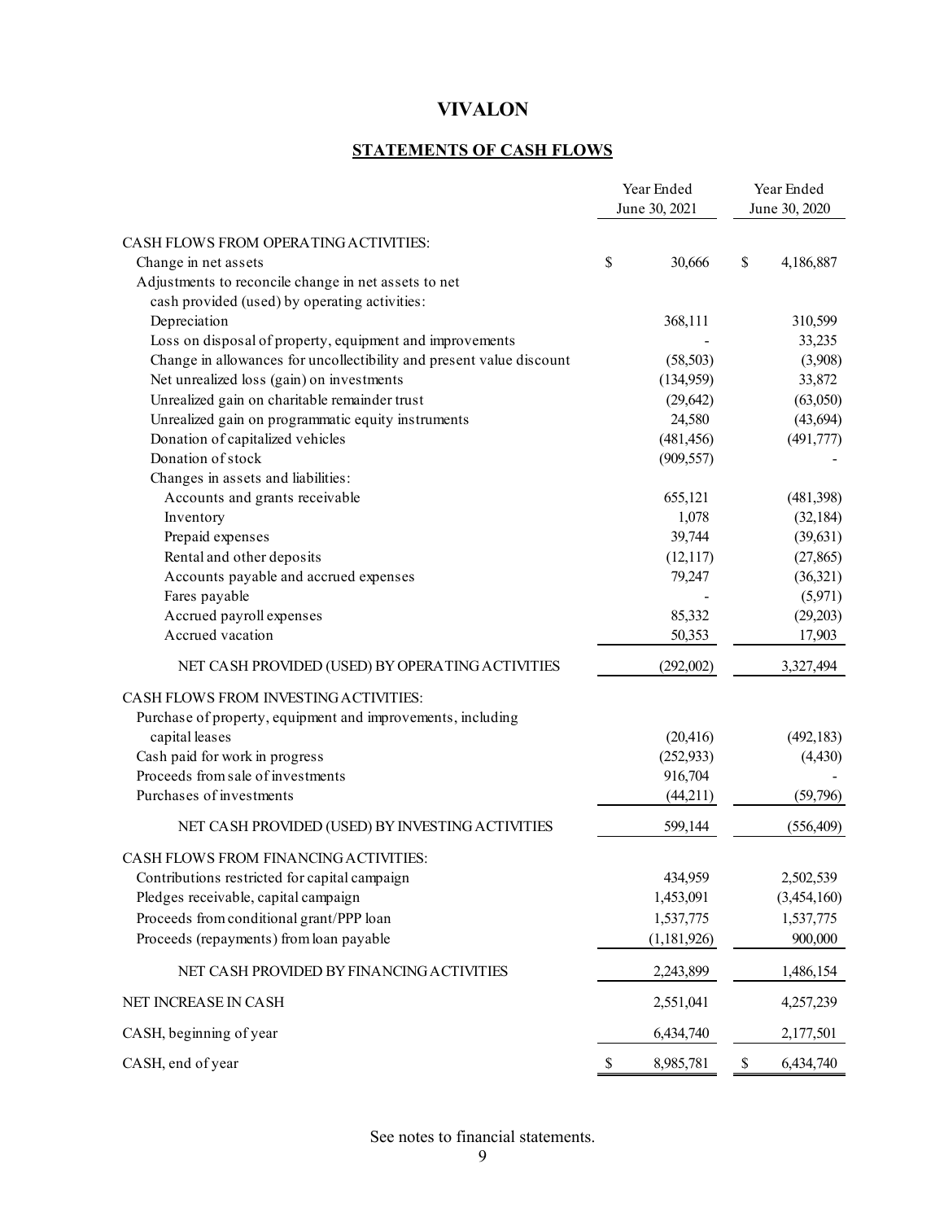# VIVALON

## STATEMENTS OF CASH FLOWS

| | Year Ended June 30, 2021 | Year Ended June 30, 2020 |
|---|---|---|
| CASH FLOWS FROM OPERATING ACTIVITIES: | | |
| Change in net assets | $ 30,666 | $ 4,186,887 |
| Adjustments to reconcile change in net assets to net cash provided (used) by operating activities: | | |
| Depreciation | 368,111 | 310,599 |
| Loss on disposal of property, equipment and improvements | - | 33,235 |
| Change in allowances for uncollectibility and present value discount | (58,503) | (3,908) |
| Net unrealized loss (gain) on investments | (134,959) | 33,872 |
| Unrealized gain on charitable remainder trust | (29,642) | (63,050) |
| Unrealized gain on programmatic equity instruments | 24,580 | (43,694) |
| Donation of capitalized vehicles | (481,456) | (491,777) |
| Donation of stock | (909,557) | - |
| Changes in assets and liabilities: | | |
| Accounts and grants receivable | 655,121 | (481,398) |
| Inventory | 1,078 | (32,184) |
| Prepaid expenses | 39,744 | (39,631) |
| Rental and other deposits | (12,117) | (27,865) |
| Accounts payable and accrued expenses | 79,247 | (36,321) |
| Fares payable | - | (5,971) |
| Accrued payroll expenses | 85,332 | (29,203) |
| Accrued vacation | 50,353 | 17,903 |
| NET CASH PROVIDED (USED) BY OPERATING ACTIVITIES | (292,002) | 3,327,494 |
| CASH FLOWS FROM INVESTING ACTIVITIES: | | |
| Purchase of property, equipment and improvements, including capital leases | (20,416) | (492,183) |
| Cash paid for work in progress | (252,933) | (4,430) |
| Proceeds from sale of investments | 916,704 | - |
| Purchases of investments | (44,211) | (59,796) |
| NET CASH PROVIDED (USED) BY INVESTING ACTIVITIES | 599,144 | (556,409) |
| CASH FLOWS FROM FINANCING ACTIVITIES: | | |
| Contributions restricted for capital campaign | 434,959 | 2,502,539 |
| Pledges receivable, capital campaign | 1,453,091 | (3,454,160) |
| Proceeds from conditional grant/PPP loan | 1,537,775 | 1,537,775 |
| Proceeds (repayments) from loan payable | (1,181,926) | 900,000 |
| NET CASH PROVIDED BY FINANCING ACTIVITIES | 2,243,899 | 1,486,154 |
| NET INCREASE IN CASH | 2,551,041 | 4,257,239 |
| CASH, beginning of year | 6,434,740 | 2,177,501 |
| CASH, end of year | $ 8,985,781 | $ 6,434,740 |

See notes to financial statements.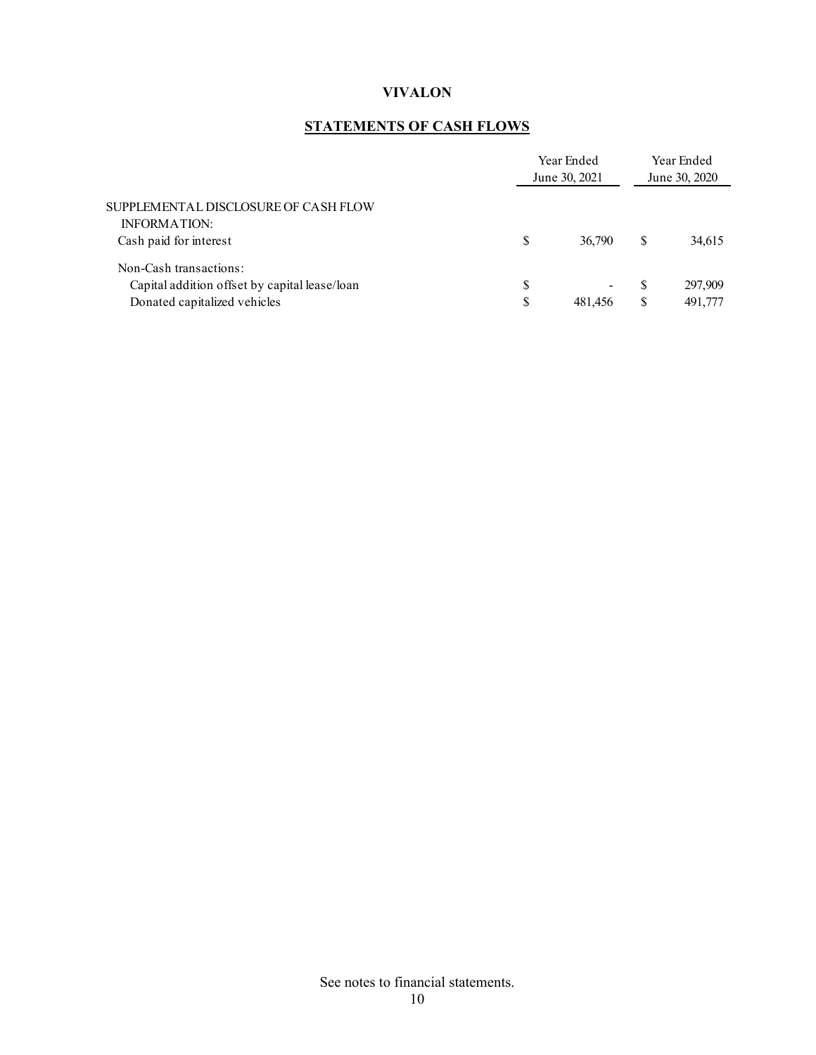# VIVALON

## STATEMENTS OF CASH FLOWS

| | Year Ended June 30, 2021 | Year Ended June 30, 2020 |
|---|---|---|
| SUPPLEMENTAL DISCLOSURE OF CASH FLOW INFORMATION: | | |
| Cash paid for interest | $ 36,790 | $ 34,615 |
| Non-Cash transactions: | | |
| Capital addition offset by capital lease/loan | $ - | $ 297,909 |
| Donated capitalized vehicles | $ 481,456 | $ 491,777 |

See notes to financial statements.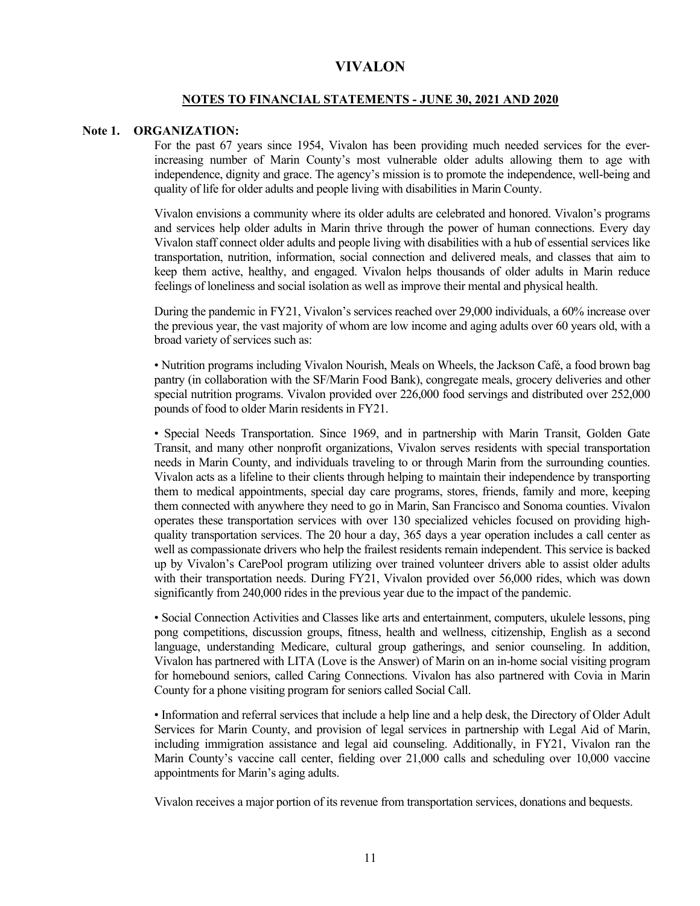# VIVALON

## NOTES TO FINANCIAL STATEMENTS - JUNE 30, 2021 AND 2020

### Note 1. ORGANIZATION:

For the past 67 years since 1954, Vivalon has been providing much needed services for the ever-increasing number of Marin County's most vulnerable older adults allowing them to age with independence, dignity and grace. The agency's mission is to promote the independence, well-being and quality of life for older adults and people living with disabilities in Marin County.

Vivalon envisions a community where its older adults are celebrated and honored. Vivalon's programs and services help older adults in Marin thrive through the power of human connections. Every day Vivalon staff connect older adults and people living with disabilities with a hub of essential services like transportation, nutrition, information, social connection and delivered meals, and classes that aim to keep them active, healthy, and engaged. Vivalon helps thousands of older adults in Marin reduce feelings of loneliness and social isolation as well as improve their mental and physical health.

During the pandemic in FY21, Vivalon's services reached over 29,000 individuals, a 60% increase over the previous year, the vast majority of whom are low income and aging adults over 60 years old, with a broad variety of services such as:

• Nutrition programs including Vivalon Nourish, Meals on Wheels, the Jackson Café, a food brown bag pantry (in collaboration with the SF/Marin Food Bank), congregate meals, grocery deliveries and other special nutrition programs. Vivalon provided over 226,000 food servings and distributed over 252,000 pounds of food to older Marin residents in FY21.

• Special Needs Transportation. Since 1969, and in partnership with Marin Transit, Golden Gate Transit, and many other nonprofit organizations, Vivalon serves residents with special transportation needs in Marin County, and individuals traveling to or through Marin from the surrounding counties. Vivalon acts as a lifeline to their clients through helping to maintain their independence by transporting them to medical appointments, special day care programs, stores, friends, family and more, keeping them connected with anywhere they need to go in Marin, San Francisco and Sonoma counties. Vivalon operates these transportation services with over 130 specialized vehicles focused on providing high-quality transportation services. The 20 hour a day, 365 days a year operation includes a call center as well as compassionate drivers who help the frailest residents remain independent. This service is backed up by Vivalon's CarePool program utilizing over trained volunteer drivers able to assist older adults with their transportation needs. During FY21, Vivalon provided over 56,000 rides, which was down significantly from 240,000 rides in the previous year due to the impact of the pandemic.

• Social Connection Activities and Classes like arts and entertainment, computers, ukulele lessons, ping pong competitions, discussion groups, fitness, health and wellness, citizenship, English as a second language, understanding Medicare, cultural group gatherings, and senior counseling. In addition, Vivalon has partnered with LITA (Love is the Answer) of Marin on an in-home social visiting program for homebound seniors, called Caring Connections. Vivalon has also partnered with Covia in Marin County for a phone visiting program for seniors called Social Call.

• Information and referral services that include a help line and a help desk, the Directory of Older Adult Services for Marin County, and provision of legal services in partnership with Legal Aid of Marin, including immigration assistance and legal aid counseling. Additionally, in FY21, Vivalon ran the Marin County's vaccine call center, fielding over 21,000 calls and scheduling over 10,000 vaccine appointments for Marin's aging adults.

Vivalon receives a major portion of its revenue from transportation services, donations and bequests.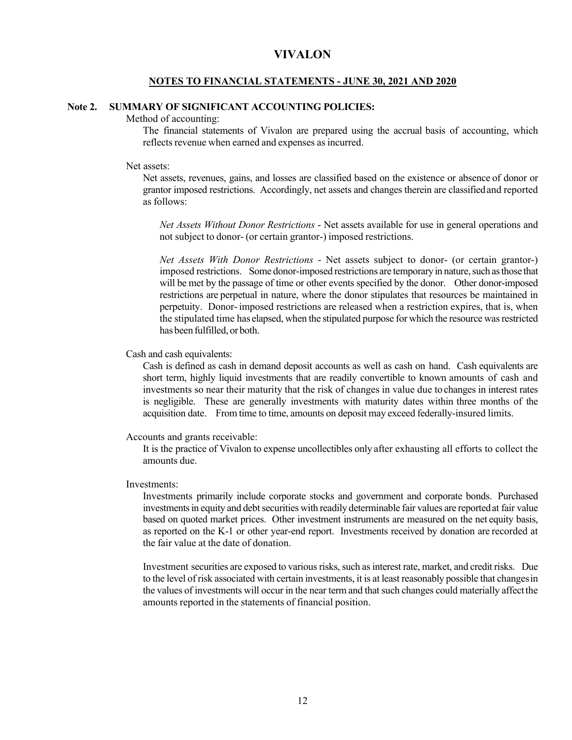# VIVALON

## NOTES TO FINANCIAL STATEMENTS - JUNE 30, 2021 AND 2020

### Note 2. SUMMARY OF SIGNIFICANT ACCOUNTING POLICIES:

Method of accounting:

The financial statements of Vivalon are prepared using the accrual basis of accounting, which reflects revenue when earned and expenses as incurred.

Net assets:

Net assets, revenues, gains, and losses are classified based on the existence or absence of donor or grantor imposed restrictions. Accordingly, net assets and changes therein are classified and reported as follows:

*Net Assets Without Donor Restrictions* - Net assets available for use in general operations and not subject to donor- (or certain grantor-) imposed restrictions.

*Net Assets With Donor Restrictions* - Net assets subject to donor- (or certain grantor-) imposed restrictions. Some donor-imposed restrictions are temporary in nature, such as those that will be met by the passage of time or other events specified by the donor. Other donor-imposed restrictions are perpetual in nature, where the donor stipulates that resources be maintained in perpetuity. Donor- imposed restrictions are released when a restriction expires, that is, when the stipulated time has elapsed, when the stipulated purpose for which the resource was restricted has been fulfilled, or both.

Cash and cash equivalents:

Cash is defined as cash in demand deposit accounts as well as cash on hand. Cash equivalents are short term, highly liquid investments that are readily convertible to known amounts of cash and investments so near their maturity that the risk of changes in value due to changes in interest rates is negligible. These are generally investments with maturity dates within three months of the acquisition date. From time to time, amounts on deposit may exceed federally-insured limits.

Accounts and grants receivable:

It is the practice of Vivalon to expense uncollectibles only after exhausting all efforts to collect the amounts due.

Investments:

Investments primarily include corporate stocks and government and corporate bonds. Purchased investments in equity and debt securities with readily determinable fair values are reported at fair value based on quoted market prices. Other investment instruments are measured on the net equity basis, as reported on the K-1 or other year-end report. Investments received by donation are recorded at the fair value at the date of donation.

Investment securities are exposed to various risks, such as interest rate, market, and credit risks. Due to the level of risk associated with certain investments, it is at least reasonably possible that changes in the values of investments will occur in the near term and that such changes could materially affect the amounts reported in the statements of financial position.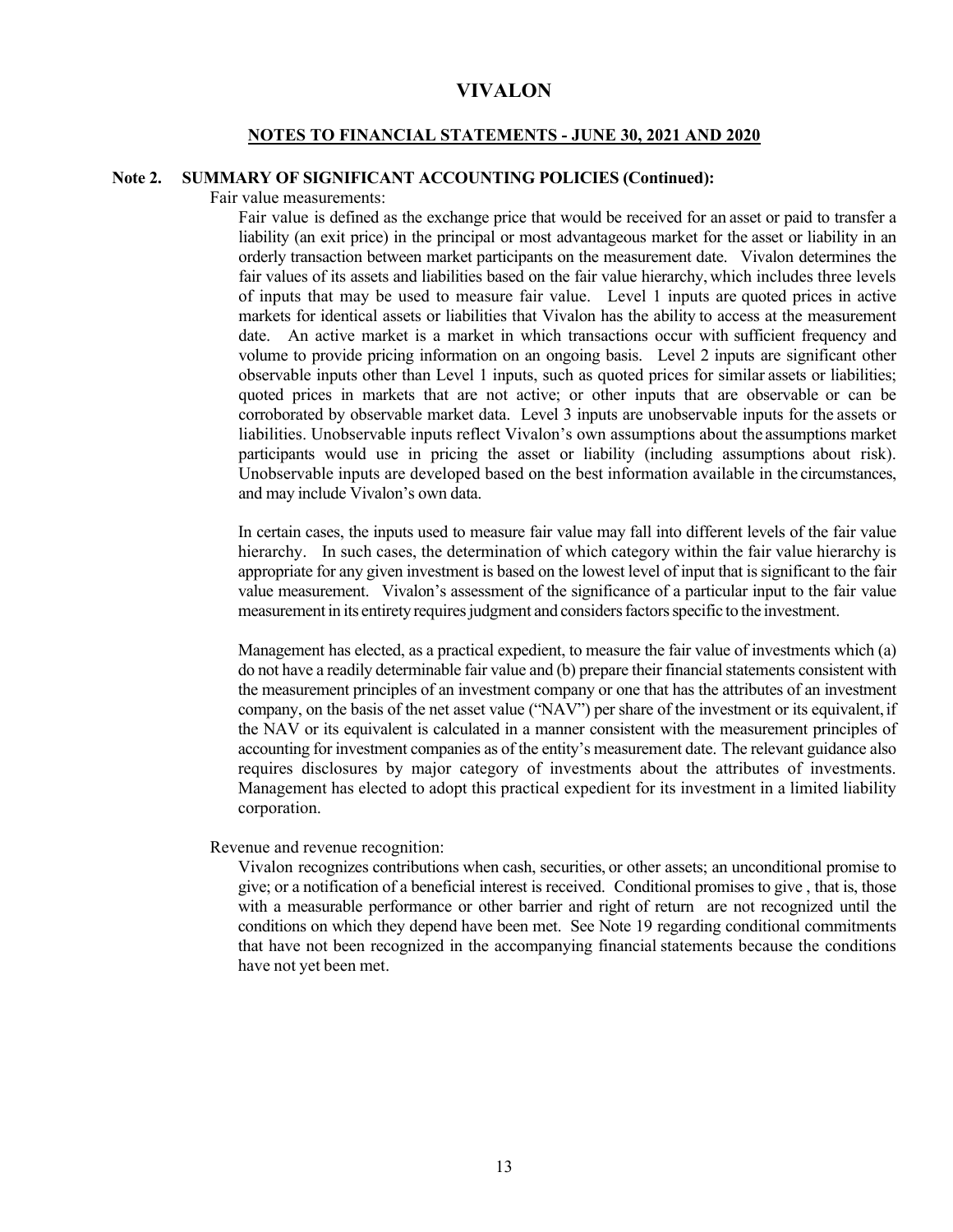# VIVALON

## NOTES TO FINANCIAL STATEMENTS - JUNE 30, 2021 AND 2020

### Note 2. SUMMARY OF SIGNIFICANT ACCOUNTING POLICIES (Continued):

Fair value measurements:

Fair value is defined as the exchange price that would be received for an asset or paid to transfer a liability (an exit price) in the principal or most advantageous market for the asset or liability in an orderly transaction between market participants on the measurement date. Vivalon determines the fair values of its assets and liabilities based on the fair value hierarchy, which includes three levels of inputs that may be used to measure fair value. Level 1 inputs are quoted prices in active markets for identical assets or liabilities that Vivalon has the ability to access at the measurement date. An active market is a market in which transactions occur with sufficient frequency and volume to provide pricing information on an ongoing basis. Level 2 inputs are significant other observable inputs other than Level 1 inputs, such as quoted prices for similar assets or liabilities; quoted prices in markets that are not active; or other inputs that are observable or can be corroborated by observable market data. Level 3 inputs are unobservable inputs for the assets or liabilities. Unobservable inputs reflect Vivalon's own assumptions about the assumptions market participants would use in pricing the asset or liability (including assumptions about risk). Unobservable inputs are developed based on the best information available in the circumstances, and may include Vivalon's own data.

In certain cases, the inputs used to measure fair value may fall into different levels of the fair value hierarchy. In such cases, the determination of which category within the fair value hierarchy is appropriate for any given investment is based on the lowest level of input that is significant to the fair value measurement. Vivalon's assessment of the significance of a particular input to the fair value measurement in its entirety requires judgment and considers factors specific to the investment.

Management has elected, as a practical expedient, to measure the fair value of investments which (a) do not have a readily determinable fair value and (b) prepare their financial statements consistent with the measurement principles of an investment company or one that has the attributes of an investment company, on the basis of the net asset value ("NAV") per share of the investment or its equivalent, if the NAV or its equivalent is calculated in a manner consistent with the measurement principles of accounting for investment companies as of the entity's measurement date. The relevant guidance also requires disclosures by major category of investments about the attributes of investments. Management has elected to adopt this practical expedient for its investment in a limited liability corporation.

Revenue and revenue recognition:

Vivalon recognizes contributions when cash, securities, or other assets; an unconditional promise to give; or a notification of a beneficial interest is received. Conditional promises to give , that is, those with a measurable performance or other barrier and right of return are not recognized until the conditions on which they depend have been met. See Note 19 regarding conditional commitments that have not been recognized in the accompanying financial statements because the conditions have not yet been met.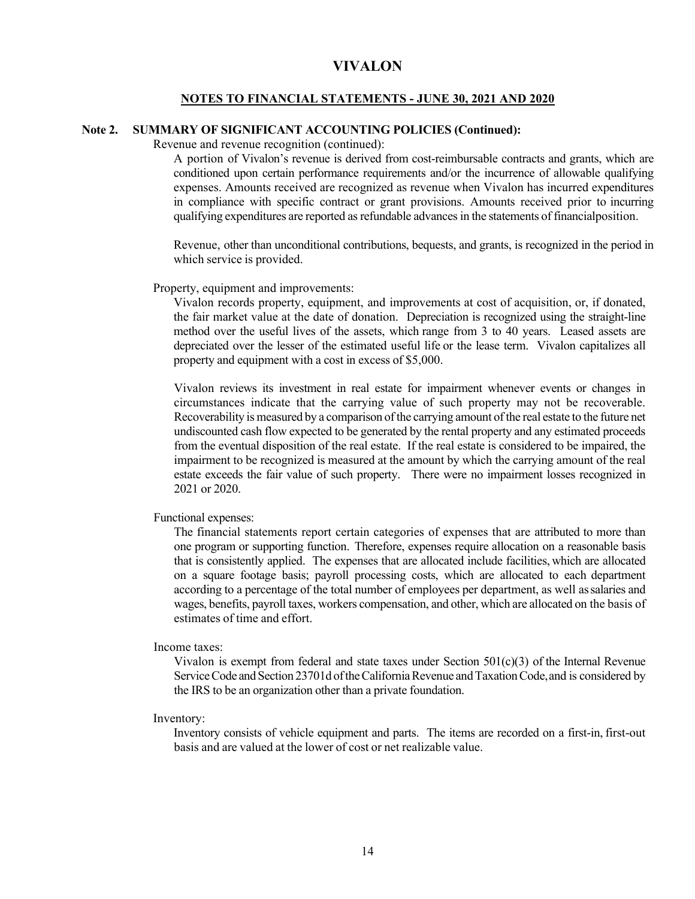# VIVALON

## NOTES TO FINANCIAL STATEMENTS - JUNE 30, 2021 AND 2020

### Note 2. SUMMARY OF SIGNIFICANT ACCOUNTING POLICIES (Continued):

Revenue and revenue recognition (continued):

A portion of Vivalon's revenue is derived from cost-reimbursable contracts and grants, which are conditioned upon certain performance requirements and/or the incurrence of allowable qualifying expenses. Amounts received are recognized as revenue when Vivalon has incurred expenditures in compliance with specific contract or grant provisions. Amounts received prior to incurring qualifying expenditures are reported as refundable advances in the statements of financialposition.

Revenue, other than unconditional contributions, bequests, and grants, is recognized in the period in which service is provided.

Property, equipment and improvements:

Vivalon records property, equipment, and improvements at cost of acquisition, or, if donated, the fair market value at the date of donation. Depreciation is recognized using the straight-line method over the useful lives of the assets, which range from 3 to 40 years. Leased assets are depreciated over the lesser of the estimated useful life or the lease term. Vivalon capitalizes all property and equipment with a cost in excess of $5,000.

Vivalon reviews its investment in real estate for impairment whenever events or changes in circumstances indicate that the carrying value of such property may not be recoverable. Recoverability is measured by a comparison of the carrying amount of the real estate to the future net undiscounted cash flow expected to be generated by the rental property and any estimated proceeds from the eventual disposition of the real estate. If the real estate is considered to be impaired, the impairment to be recognized is measured at the amount by which the carrying amount of the real estate exceeds the fair value of such property. There were no impairment losses recognized in 2021 or 2020.

Functional expenses:

The financial statements report certain categories of expenses that are attributed to more than one program or supporting function. Therefore, expenses require allocation on a reasonable basis that is consistently applied. The expenses that are allocated include facilities, which are allocated on a square footage basis; payroll processing costs, which are allocated to each department according to a percentage of the total number of employees per department, as well as salaries and wages, benefits, payroll taxes, workers compensation, and other, which are allocated on the basis of estimates of time and effort.

Income taxes:

Vivalon is exempt from federal and state taxes under Section 501(c)(3) of the Internal Revenue Service Code and Section 23701d of the California Revenue and Taxation Code, and is considered by the IRS to be an organization other than a private foundation.

Inventory:

Inventory consists of vehicle equipment and parts. The items are recorded on a first-in, first-out basis and are valued at the lower of cost or net realizable value.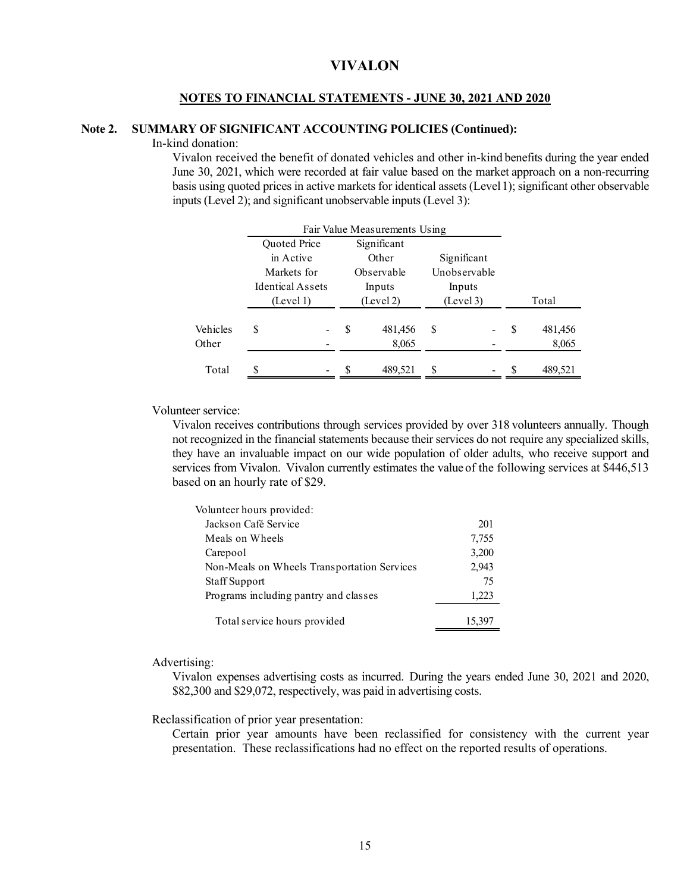# VIVALON

## NOTES TO FINANCIAL STATEMENTS - JUNE 30, 2021 AND 2020

### Note 2. SUMMARY OF SIGNIFICANT ACCOUNTING POLICIES (Continued):

In-kind donation:

Vivalon received the benefit of donated vehicles and other in-kind benefits during the year ended June 30, 2021, which were recorded at fair value based on the market approach on a non-recurring basis using quoted prices in active markets for identical assets (Level 1); significant other observable inputs (Level 2); and significant unobservable inputs (Level 3):

| | Fair Value Measurements Using | | | |
|---|---|---|---|---|
| | Quoted Price in Active Markets for Identical Assets (Level 1) | Significant Other Observable Inputs (Level 2) | Significant Unobservable Inputs (Level 3) | Total |
| Vehicles | $ - | $ 481,456 | $ - | $ 481,456 |
| Other | - | 8,065 | - | 8,065 |
| Total | $ - | $ 489,521 | $ - | $ 489,521 |

Volunteer service:

Vivalon receives contributions through services provided by over 318 volunteers annually. Though not recognized in the financial statements because their services do not require any specialized skills, they have an invaluable impact on our wide population of older adults, who receive support and services from Vivalon. Vivalon currently estimates the value of the following services at $446,513 based on an hourly rate of $29.

| Volunteer hours provided: | |
|---|---|
| Jackson Café Service | 201 |
| Meals on Wheels | 7,755 |
| Carepool | 3,200 |
| Non-Meals on Wheels Transportation Services | 2,943 |
| Staff Support | 75 |
| Programs including pantry and classes | 1,223 |
| Total service hours provided | 15,397 |

Advertising:

Vivalon expenses advertising costs as incurred. During the years ended June 30, 2021 and 2020, $82,300 and $29,072, respectively, was paid in advertising costs.

Reclassification of prior year presentation:

Certain prior year amounts have been reclassified for consistency with the current year presentation. These reclassifications had no effect on the reported results of operations.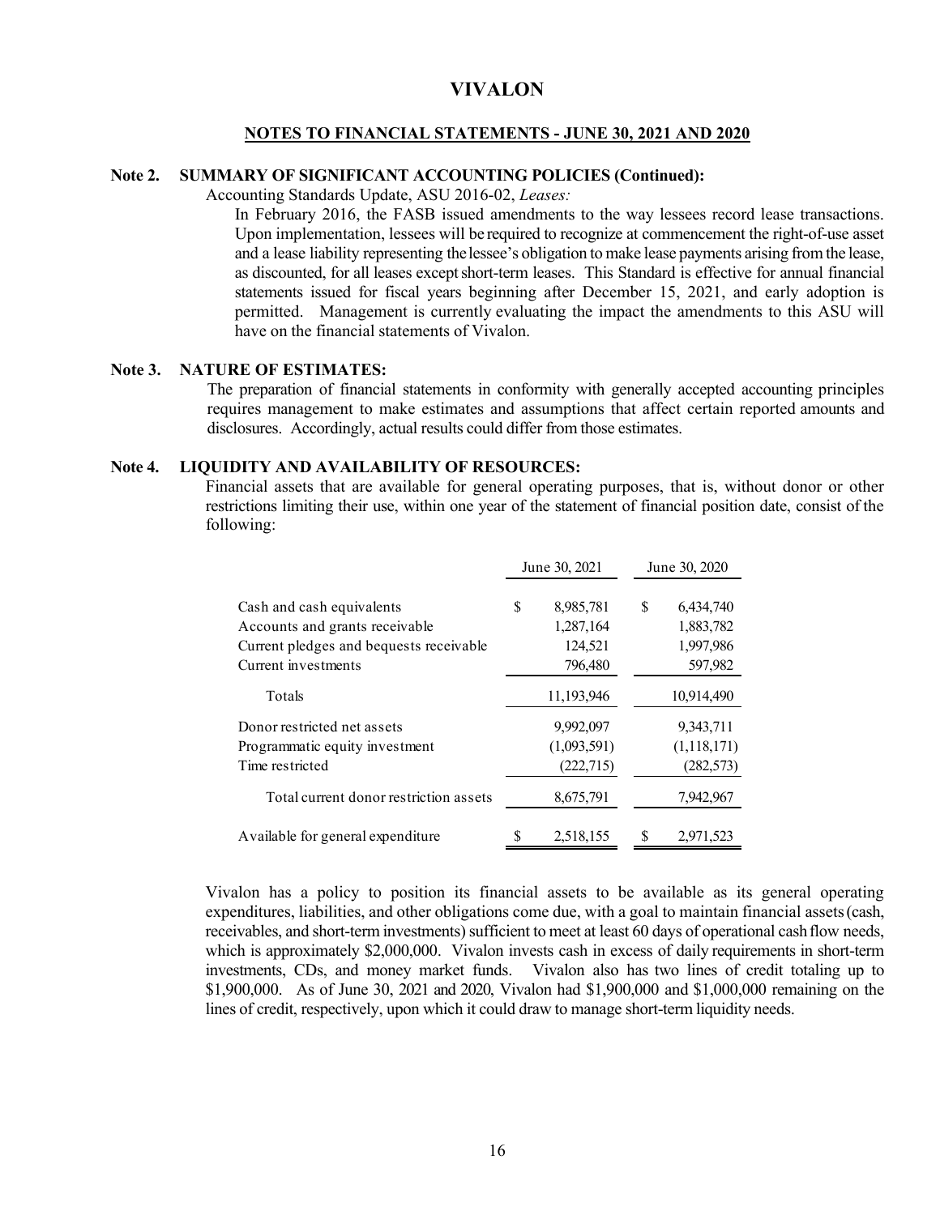# VIVALON

## NOTES TO FINANCIAL STATEMENTS - JUNE 30, 2021 AND 2020

**Note 2. SUMMARY OF SIGNIFICANT ACCOUNTING POLICIES (Continued):**

Accounting Standards Update, ASU 2016-02, *Leases:*

In February 2016, the FASB issued amendments to the way lessees record lease transactions. Upon implementation, lessees will be required to recognize at commencement the right-of-use asset and a lease liability representing the lessee's obligation to make lease payments arising from the lease, as discounted, for all leases except short-term leases. This Standard is effective for annual financial statements issued for fiscal years beginning after December 15, 2021, and early adoption is permitted. Management is currently evaluating the impact the amendments to this ASU will have on the financial statements of Vivalon.

**Note 3. NATURE OF ESTIMATES:**

The preparation of financial statements in conformity with generally accepted accounting principles requires management to make estimates and assumptions that affect certain reported amounts and disclosures. Accordingly, actual results could differ from those estimates.

**Note 4. LIQUIDITY AND AVAILABILITY OF RESOURCES:**

Financial assets that are available for general operating purposes, that is, without donor or other restrictions limiting their use, within one year of the statement of financial position date, consist of the following:

| | June 30, 2021 | June 30, 2020 |
|---|---|---|
| Cash and cash equivalents | $ 8,985,781 | $ 6,434,740 |
| Accounts and grants receivable | 1,287,164 | 1,883,782 |
| Current pledges and bequests receivable | 124,521 | 1,997,986 |
| Current investments | 796,480 | 597,982 |
| Totals | 11,193,946 | 10,914,490 |
| Donor restricted net assets | 9,992,097 | 9,343,711 |
| Programmatic equity investment | (1,093,591) | (1,118,171) |
| Time restricted | (222,715) | (282,573) |
| Total current donor restriction assets | 8,675,791 | 7,942,967 |
| Available for general expenditure | $ 2,518,155 | $ 2,971,523 |

Vivalon has a policy to position its financial assets to be available as its general operating expenditures, liabilities, and other obligations come due, with a goal to maintain financial assets (cash, receivables, and short-term investments) sufficient to meet at least 60 days of operational cash flow needs, which is approximately $2,000,000. Vivalon invests cash in excess of daily requirements in short-term investments, CDs, and money market funds. Vivalon also has two lines of credit totaling up to $1,900,000. As of June 30, 2021 and 2020, Vivalon had $1,900,000 and $1,000,000 remaining on the lines of credit, respectively, upon which it could draw to manage short-term liquidity needs.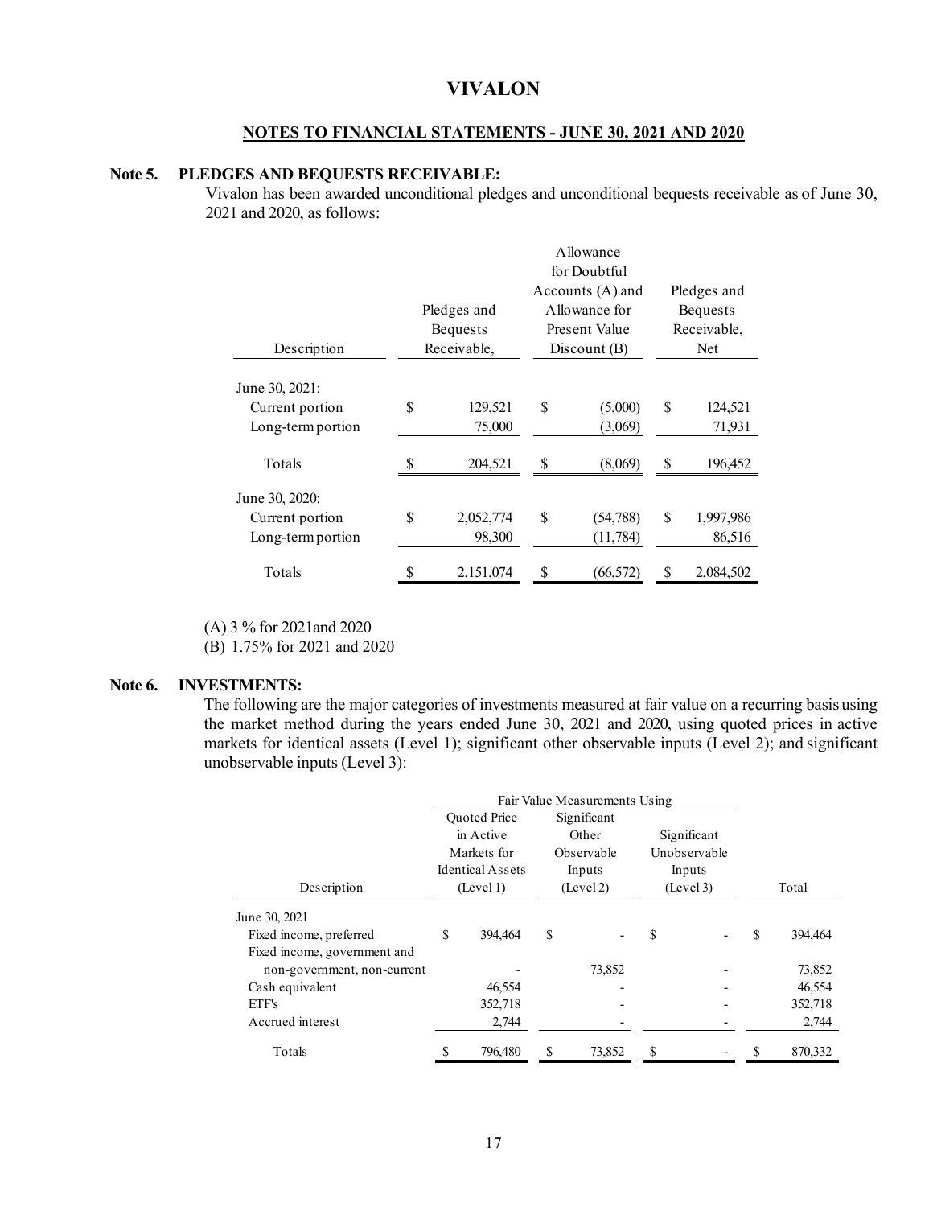# VIVALON

## NOTES TO FINANCIAL STATEMENTS - JUNE 30, 2021 AND 2020

### Note 5. PLEDGES AND BEQUESTS RECEIVABLE:

Vivalon has been awarded unconditional pledges and unconditional bequests receivable as of June 30, 2021 and 2020, as follows:

| Description | Pledges and Bequests Receivable, | Allowance for Doubtful Accounts (A) and Allowance for Present Value Discount (B) | Pledges and Bequests Receivable, Net |
|---|---|---|---|
| June 30, 2021: | | | |
| Current portion | $ 129,521 | $ (5,000) | $ 124,521 |
| Long-term portion | 75,000 | (3,069) | 71,931 |
| Totals | $ 204,521 | $ (8,069) | $ 196,452 |
| June 30, 2020: | | | |
| Current portion | $ 2,052,774 | $ (54,788) | $ 1,997,986 |
| Long-term portion | 98,300 | (11,784) | 86,516 |
| Totals | $ 2,151,074 | $ (66,572) | $ 2,084,502 |

(A) 3 % for 2021and 2020
(B) 1.75% for 2021 and 2020

### Note 6. INVESTMENTS:

The following are the major categories of investments measured at fair value on a recurring basis using the market method during the years ended June 30, 2021 and 2020, using quoted prices in active markets for identical assets (Level 1); significant other observable inputs (Level 2); and significant unobservable inputs (Level 3):

| | Fair Value Measurements Using | | | |
|---|---|---|---|---|
| Description | Quoted Price in Active Markets for Identical Assets (Level 1) | Significant Other Observable Inputs (Level 2) | Significant Unobservable Inputs (Level 3) | Total |
| June 30, 2021 | | | | |
| Fixed income, preferred | $ 394,464 | $ - | $ - | $ 394,464 |
| Fixed income, government and non-government, non-current | - | 73,852 | - | 73,852 |
| Cash equivalent | 46,554 | - | - | 46,554 |
| ETF's | 352,718 | - | - | 352,718 |
| Accrued interest | 2,744 | - | - | 2,744 |
| Totals | $ 796,480 | $ 73,852 | $ - | $ 870,332 |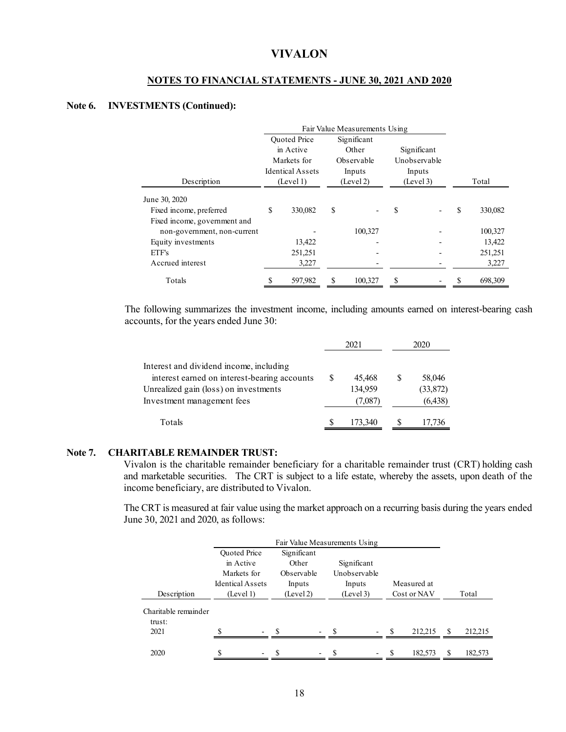## Note 6. INVESTMENTS (Continued):

| Description | Fair Value Measurements Using | | | |
|---|---|---|---|---|
| | Quoted Price in Active Markets for Identical Assets (Level 1) | Significant Other Observable Inputs (Level 2) | Significant Unobservable Inputs (Level 3) | Total |
| June 30, 2020 | | | | |
| Fixed income, preferred | $ 330,082 | $ - | $ - | $ 330,082 |
| Fixed income, government and non-government, non-current | - | 100,327 | - | 100,327 |
| Equity investments | 13,422 | - | - | 13,422 |
| ETF's | 251,251 | - | - | 251,251 |
| Accrued interest | 3,227 | - | - | 3,227 |
| Totals | $ 597,982 | $ 100,327 | $ - | $ 698,309 |

The following summarizes the investment income, including amounts earned on interest-bearing cash accounts, for the years ended June 30:

| | 2021 | 2020 |
|---|---|---|
| Interest and dividend income, including interest earned on interest-bearing accounts | $ 45,468 | $ 58,046 |
| Unrealized gain (loss) on investments | 134,959 | (33,872) |
| Investment management fees | (7,087) | (6,438) |
| Totals | $ 173,340 | $ 17,736 |

## Note 7. CHARITABLE REMAINDER TRUST:

Vivalon is the charitable remainder beneficiary for a charitable remainder trust (CRT) holding cash and marketable securities. The CRT is subject to a life estate, whereby the assets, upon death of the income beneficiary, are distributed to Vivalon.

The CRT is measured at fair value using the market approach on a recurring basis during the years ended June 30, 2021 and 2020, as follows:

| Description | Fair Value Measurements Using | | | | |
|---|---|---|---|---|---|
| | Quoted Price in Active Markets for Identical Assets (Level 1) | Significant Other Observable Inputs (Level 2) | Significant Unobservable Inputs (Level 3) | Measured at Cost or NAV | Total |
| Charitable remainder trust: | | | | | |
| 2021 | $ - | $ - | $ - | $ 212,215 | $ 212,215 |
| 2020 | $ - | $ - | $ - | $ 182,573 | $ 182,573 |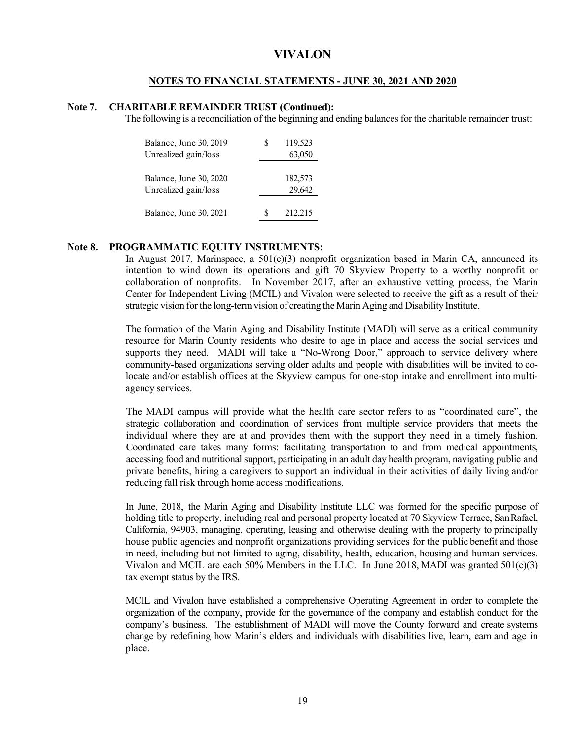# VIVALON

## NOTES TO FINANCIAL STATEMENTS - JUNE 30, 2021 AND 2020

### Note 7. CHARITABLE REMAINDER TRUST (Continued):

The following is a reconciliation of the beginning and ending balances for the charitable remainder trust:

| | |
|---|---|
| Balance, June 30, 2019 | $ 119,523 |
| Unrealized gain/loss | 63,050 |
| Balance, June 30, 2020 | 182,573 |
| Unrealized gain/loss | 29,642 |
| Balance, June 30, 2021 | $ 212,215 |

### Note 8. PROGRAMMATIC EQUITY INSTRUMENTS:

In August 2017, Marinspace, a 501(c)(3) nonprofit organization based in Marin CA, announced its intention to wind down its operations and gift 70 Skyview Property to a worthy nonprofit or collaboration of nonprofits. In November 2017, after an exhaustive vetting process, the Marin Center for Independent Living (MCIL) and Vivalon were selected to receive the gift as a result of their strategic vision for the long-term vision of creating the Marin Aging and Disability Institute.

The formation of the Marin Aging and Disability Institute (MADI) will serve as a critical community resource for Marin County residents who desire to age in place and access the social services and supports they need. MADI will take a "No-Wrong Door," approach to service delivery where community-based organizations serving older adults and people with disabilities will be invited to co-locate and/or establish offices at the Skyview campus for one-stop intake and enrollment into multi-agency services.

The MADI campus will provide what the health care sector refers to as "coordinated care", the strategic collaboration and coordination of services from multiple service providers that meets the individual where they are at and provides them with the support they need in a timely fashion. Coordinated care takes many forms: facilitating transportation to and from medical appointments, accessing food and nutritional support, participating in an adult day health program, navigating public and private benefits, hiring a caregivers to support an individual in their activities of daily living and/or reducing fall risk through home access modifications.

In June, 2018, the Marin Aging and Disability Institute LLC was formed for the specific purpose of holding title to property, including real and personal property located at 70 Skyview Terrace, San Rafael, California, 94903, managing, operating, leasing and otherwise dealing with the property to principally house public agencies and nonprofit organizations providing services for the public benefit and those in need, including but not limited to aging, disability, health, education, housing and human services. Vivalon and MCIL are each 50% Members in the LLC. In June 2018, MADI was granted 501(c)(3) tax exempt status by the IRS.

MCIL and Vivalon have established a comprehensive Operating Agreement in order to complete the organization of the company, provide for the governance of the company and establish conduct for the company's business. The establishment of MADI will move the County forward and create systems change by redefining how Marin's elders and individuals with disabilities live, learn, earn and age in place.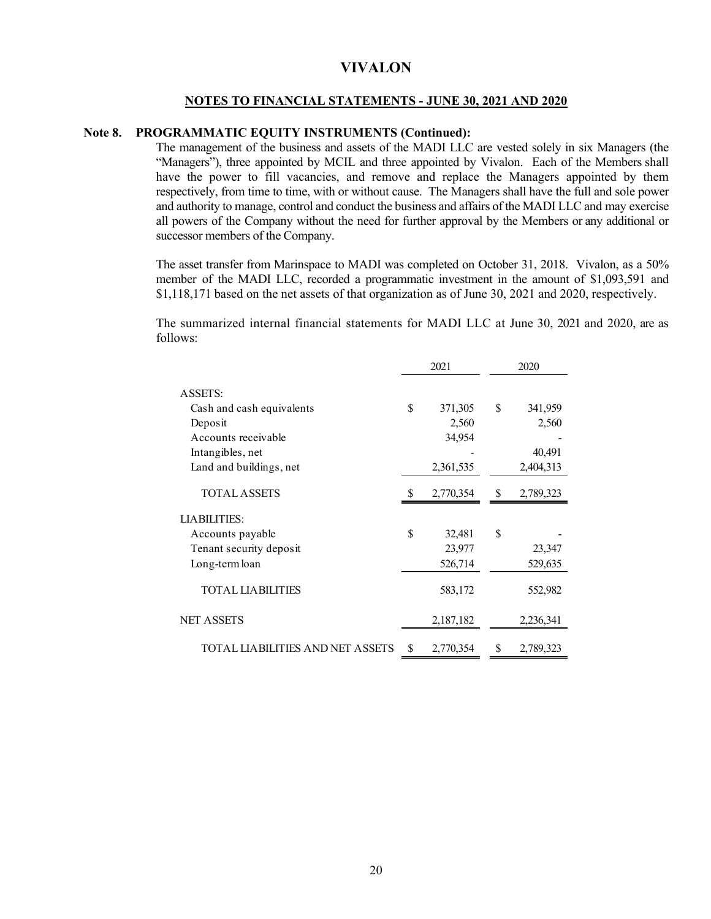# VIVALON

## NOTES TO FINANCIAL STATEMENTS - JUNE 30, 2021 AND 2020

### Note 8. PROGRAMMATIC EQUITY INSTRUMENTS (Continued):

The management of the business and assets of the MADI LLC are vested solely in six Managers (the "Managers"), three appointed by MCIL and three appointed by Vivalon. Each of the Members shall have the power to fill vacancies, and remove and replace the Managers appointed by them respectively, from time to time, with or without cause. The Managers shall have the full and sole power and authority to manage, control and conduct the business and affairs of the MADI LLC and may exercise all powers of the Company without the need for further approval by the Members or any additional or successor members of the Company.

The asset transfer from Marinspace to MADI was completed on October 31, 2018. Vivalon, as a 50% member of the MADI LLC, recorded a programmatic investment in the amount of $1,093,591 and $1,118,171 based on the net assets of that organization as of June 30, 2021 and 2020, respectively.

The summarized internal financial statements for MADI LLC at June 30, 2021 and 2020, are as follows:

| | 2021 | 2020 |
|---|---|---|
| ASSETS: | | |
| Cash and cash equivalents | $ 371,305 | $ 341,959 |
| Deposit | 2,560 | 2,560 |
| Accounts receivable | 34,954 | - |
| Intangibles, net | - | 40,491 |
| Land and buildings, net | 2,361,535 | 2,404,313 |
| TOTAL ASSETS | $ 2,770,354 | $ 2,789,323 |
| LIABILITIES: | | |
| Accounts payable | $ 32,481 | $ - |
| Tenant security deposit | 23,977 | 23,347 |
| Long-term loan | 526,714 | 529,635 |
| TOTAL LIABILITIES | 583,172 | 552,982 |
| NET ASSETS | 2,187,182 | 2,236,341 |
| TOTAL LIABILITIES AND NET ASSETS | $ 2,770,354 | $ 2,789,323 |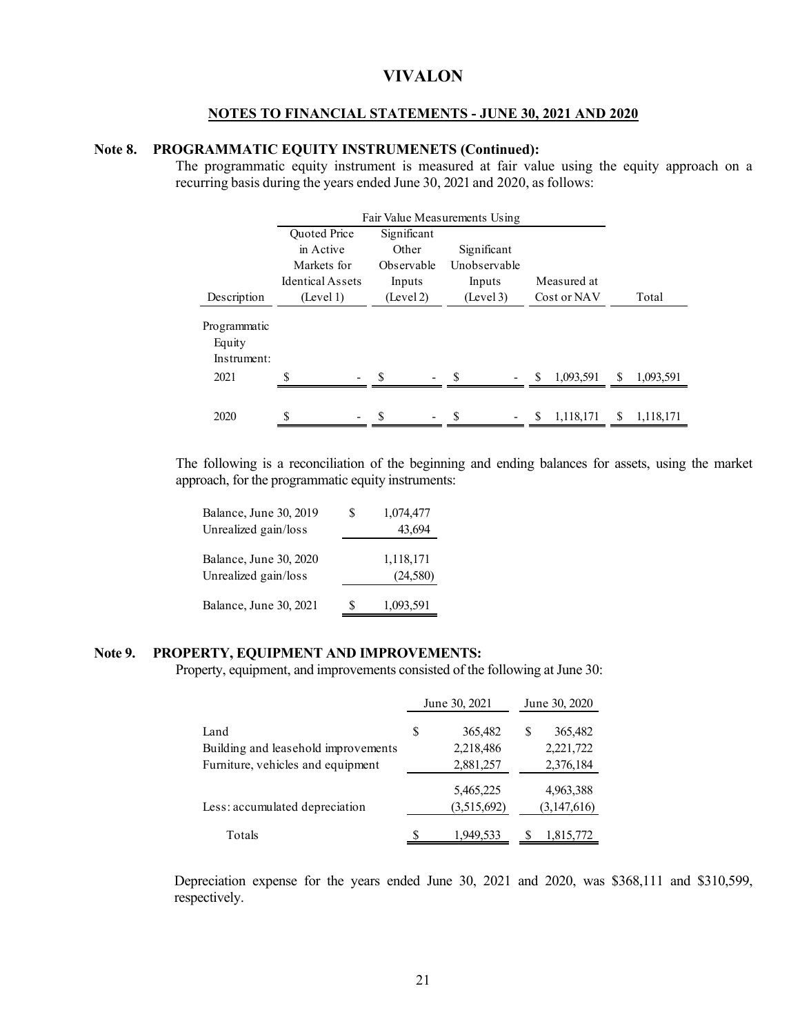# VIVALON

## NOTES TO FINANCIAL STATEMENTS - JUNE 30, 2021 AND 2020

**Note 8. PROGRAMMATIC EQUITY INSTRUMENETS (Continued):**

The programmatic equity instrument is measured at fair value using the equity approach on a recurring basis during the years ended June 30, 2021 and 2020, as follows:

| | Fair Value Measurements Using | | | | |
|---|---|---|---|---|---|
| Description | Quoted Price in Active Markets for Identical Assets (Level 1) | Significant Other Observable Inputs (Level 2) | Significant Unobservable Inputs (Level 3) | Measured at Cost or NAV | Total |
| Programmatic Equity Instrument: | | | | | |
| 2021 | $ - | $ - | $ - | $ 1,093,591 | $ 1,093,591 |
| 2020 | $ - | $ - | $ - | $ 1,118,171 | $ 1,118,171 |

The following is a reconciliation of the beginning and ending balances for assets, using the market approach, for the programmatic equity instruments:

| | |
|---|---|
| Balance, June 30, 2019 | $ 1,074,477 |
| Unrealized gain/loss | 43,694 |
| Balance, June 30, 2020 | 1,118,171 |
| Unrealized gain/loss | (24,580) |
| Balance, June 30, 2021 | $ 1,093,591 |

**Note 9. PROPERTY, EQUIPMENT AND IMPROVEMENTS:**

Property, equipment, and improvements consisted of the following at June 30:

| | June 30, 2021 | June 30, 2020 |
|---|---|---|
| Land | $ 365,482 | $ 365,482 |
| Building and leasehold improvements | 2,218,486 | 2,221,722 |
| Furniture, vehicles and equipment | 2,881,257 | 2,376,184 |
| | 5,465,225 | 4,963,388 |
| Less: accumulated depreciation | (3,515,692) | (3,147,616) |
| Totals | $ 1,949,533 | $ 1,815,772 |

Depreciation expense for the years ended June 30, 2021 and 2020, was $368,111 and $310,599, respectively.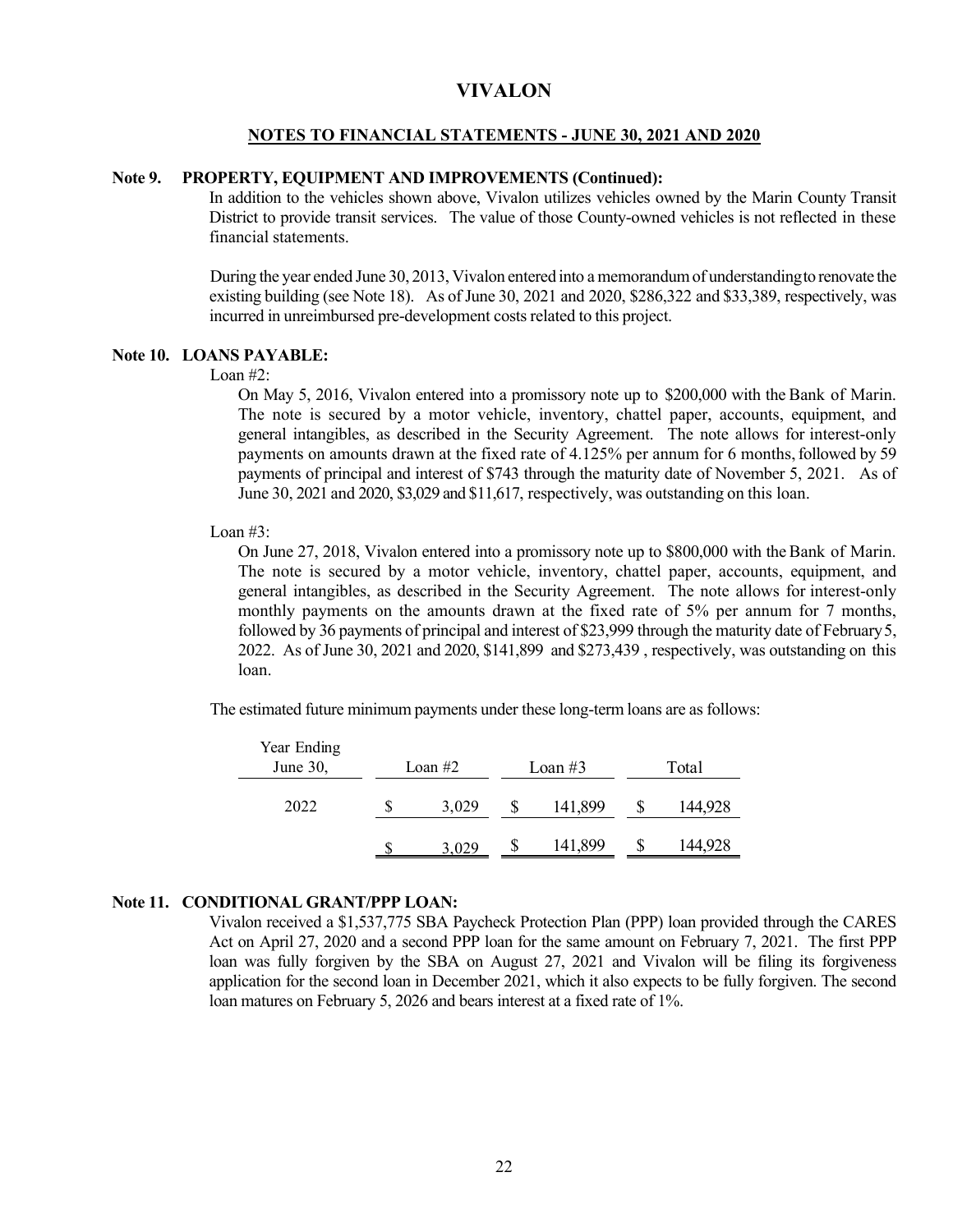# VIVALON

## NOTES TO FINANCIAL STATEMENTS - JUNE 30, 2021 AND 2020

### Note 9. PROPERTY, EQUIPMENT AND IMPROVEMENTS (Continued):

In addition to the vehicles shown above, Vivalon utilizes vehicles owned by the Marin County Transit District to provide transit services. The value of those County-owned vehicles is not reflected in these financial statements.

During the year ended June 30, 2013, Vivalon entered into a memorandum of understanding to renovate the existing building (see Note 18). As of June 30, 2021 and 2020, $286,322 and $33,389, respectively, was incurred in unreimbursed pre-development costs related to this project.

### Note 10. LOANS PAYABLE:

Loan #2:

On May 5, 2016, Vivalon entered into a promissory note up to $200,000 with the Bank of Marin. The note is secured by a motor vehicle, inventory, chattel paper, accounts, equipment, and general intangibles, as described in the Security Agreement. The note allows for interest-only payments on amounts drawn at the fixed rate of 4.125% per annum for 6 months, followed by 59 payments of principal and interest of $743 through the maturity date of November 5, 2021. As of June 30, 2021 and 2020, $3,029 and $11,617, respectively, was outstanding on this loan.

Loan #3:

On June 27, 2018, Vivalon entered into a promissory note up to $800,000 with the Bank of Marin. The note is secured by a motor vehicle, inventory, chattel paper, accounts, equipment, and general intangibles, as described in the Security Agreement. The note allows for interest-only monthly payments on the amounts drawn at the fixed rate of 5% per annum for 7 months, followed by 36 payments of principal and interest of $23,999 through the maturity date of February 5, 2022. As of June 30, 2021 and 2020, $141,899 and $273,439 , respectively, was outstanding on this loan.

The estimated future minimum payments under these long-term loans are as follows:

| Year Ending June 30, | Loan #2 | Loan #3 | Total |
|---|---|---|---|
| 2022 | $ 3,029 | $ 141,899 | $ 144,928 |
| | $ 3,029 | $ 141,899 | $ 144,928 |

### Note 11. CONDITIONAL GRANT/PPP LOAN:

Vivalon received a $1,537,775 SBA Paycheck Protection Plan (PPP) loan provided through the CARES Act on April 27, 2020 and a second PPP loan for the same amount on February 7, 2021. The first PPP loan was fully forgiven by the SBA on August 27, 2021 and Vivalon will be filing its forgiveness application for the second loan in December 2021, which it also expects to be fully forgiven. The second loan matures on February 5, 2026 and bears interest at a fixed rate of 1%.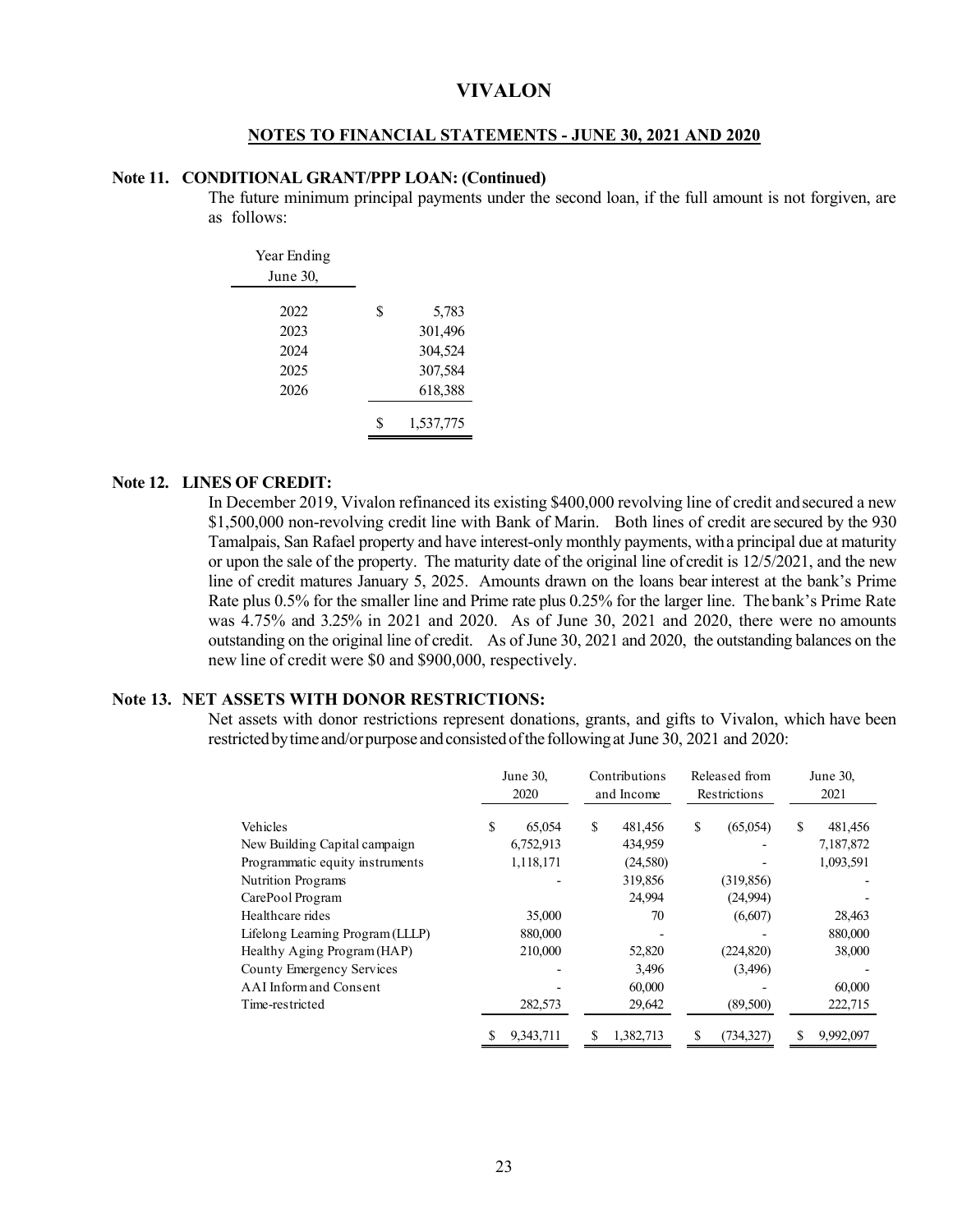# VIVALON

## NOTES TO FINANCIAL STATEMENTS - JUNE 30, 2021 AND 2020

### Note 11. CONDITIONAL GRANT/PPP LOAN: (Continued)

The future minimum principal payments under the second loan, if the full amount is not forgiven, are as follows:

| Year Ending June 30, | |
|---|---|
| 2022 | $ 5,783 |
| 2023 | 301,496 |
| 2024 | 304,524 |
| 2025 | 307,584 |
| 2026 | 618,388 |
| | $ 1,537,775 |

### Note 12. LINES OF CREDIT:

In December 2019, Vivalon refinanced its existing $400,000 revolving line of credit and secured a new $1,500,000 non-revolving credit line with Bank of Marin. Both lines of credit are secured by the 930 Tamalpais, San Rafael property and have interest-only monthly payments, with a principal due at maturity or upon the sale of the property. The maturity date of the original line of credit is 12/5/2021, and the new line of credit matures January 5, 2025. Amounts drawn on the loans bear interest at the bank's Prime Rate plus 0.5% for the smaller line and Prime rate plus 0.25% for the larger line. The bank's Prime Rate was 4.75% and 3.25% in 2021 and 2020. As of June 30, 2021 and 2020, there were no amounts outstanding on the original line of credit. As of June 30, 2021 and 2020, the outstanding balances on the new line of credit were $0 and $900,000, respectively.

### Note 13. NET ASSETS WITH DONOR RESTRICTIONS:

Net assets with donor restrictions represent donations, grants, and gifts to Vivalon, which have been restricted by time and/or purpose and consisted of the following at June 30, 2021 and 2020:

| | June 30, 2020 | Contributions and Income | Released from Restrictions | June 30, 2021 |
|---|---|---|---|---|
| Vehicles | $ 65,054 | $ 481,456 | $ (65,054) | $ 481,456 |
| New Building Capital campaign | 6,752,913 | 434,959 | - | 7,187,872 |
| Programmatic equity instruments | 1,118,171 | (24,580) | - | 1,093,591 |
| Nutrition Programs | - | 319,856 | (319,856) | - |
| CarePool Program | | 24,994 | (24,994) | - |
| Healthcare rides | 35,000 | 70 | (6,607) | 28,463 |
| Lifelong Learning Program (LLLP) | 880,000 | - | - | 880,000 |
| Healthy Aging Program (HAP) | 210,000 | 52,820 | (224,820) | 38,000 |
| County Emergency Services | - | 3,496 | (3,496) | - |
| AAI Inform and Consent | - | 60,000 | - | 60,000 |
| Time-restricted | 282,573 | 29,642 | (89,500) | 222,715 |
| | $ 9,343,711 | $ 1,382,713 | $ (734,327) | $ 9,992,097 |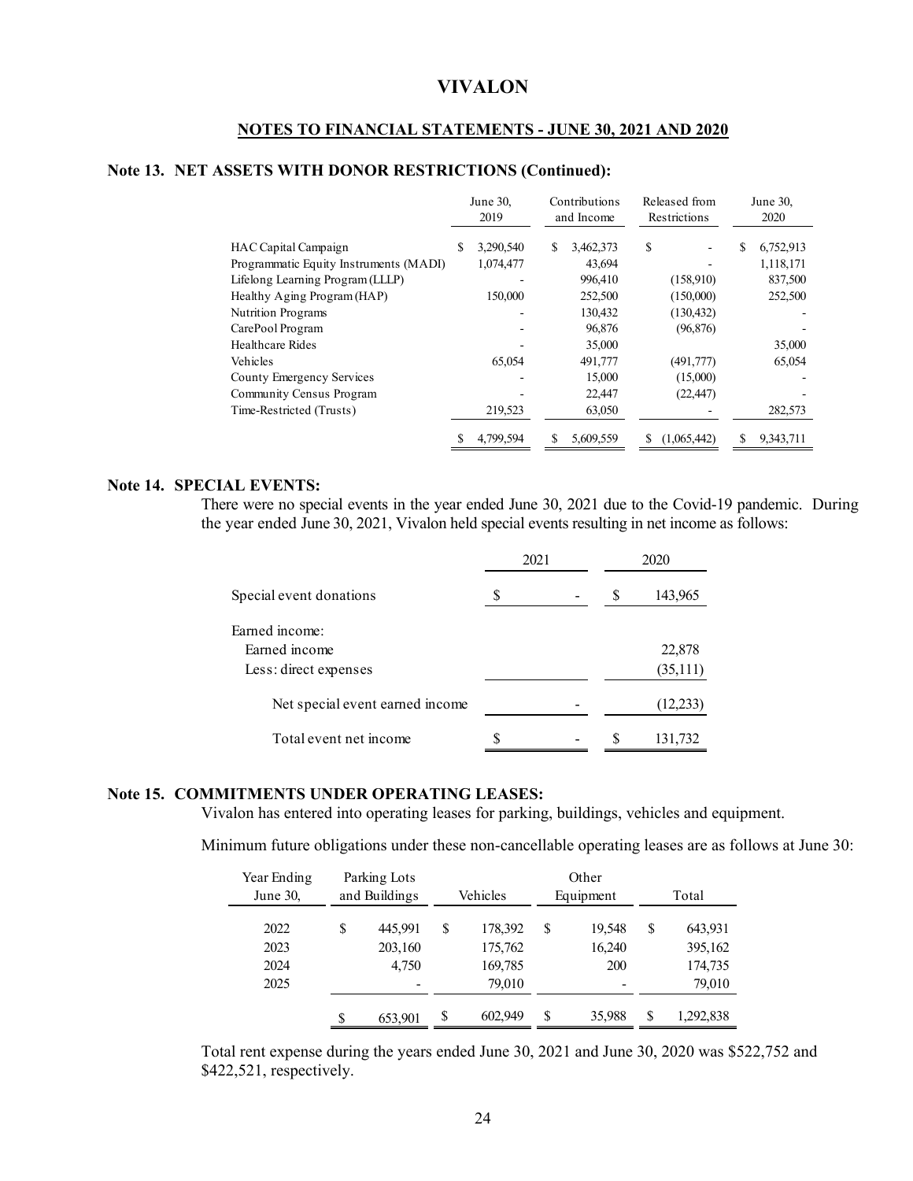# VIVALON

## NOTES TO FINANCIAL STATEMENTS - JUNE 30, 2021 AND 2020

### Note 13. NET ASSETS WITH DONOR RESTRICTIONS (Continued):

| | June 30, 2019 | Contributions and Income | Released from Restrictions | June 30, 2020 |
|---|---|---|---|---|
| HAC Capital Campaign | $ 3,290,540 | $ 3,462,373 | $ - | $ 6,752,913 |
| Programmatic Equity Instruments (MADI) | 1,074,477 | 43,694 | - | 1,118,171 |
| Lifelong Learning Program (LLLP) | - | 996,410 | (158,910) | 837,500 |
| Healthy Aging Program (HAP) | 150,000 | 252,500 | (150,000) | 252,500 |
| Nutrition Programs | - | 130,432 | (130,432) | - |
| CarePool Program | - | 96,876 | (96,876) | - |
| Healthcare Rides | - | 35,000 | | 35,000 |
| Vehicles | 65,054 | 491,777 | (491,777) | 65,054 |
| County Emergency Services | - | 15,000 | (15,000) | - |
| Community Census Program | - | 22,447 | (22,447) | - |
| Time-Restricted (Trusts) | 219,523 | 63,050 | - | 282,573 |
| | $ 4,799,594 | $ 5,609,559 | $ (1,065,442) | $ 9,343,711 |

### Note 14. SPECIAL EVENTS:

There were no special events in the year ended June 30, 2021 due to the Covid-19 pandemic. During the year ended June 30, 2021, Vivalon held special events resulting in net income as follows:

| | 2021 | 2020 |
|---|---|---|
| Special event donations | $ - | $ 143,965 |
| Earned income: | | |
| Earned income | | 22,878 |
| Less: direct expenses | | (35,111) |
| Net special event earned income | - | (12,233) |
| Total event net income | $ - | $ 131,732 |

### Note 15. COMMITMENTS UNDER OPERATING LEASES:

Vivalon has entered into operating leases for parking, buildings, vehicles and equipment.

Minimum future obligations under these non-cancellable operating leases are as follows at June 30:

| Year Ending June 30, | Parking Lots and Buildings | Vehicles | Other Equipment | Total |
|---|---|---|---|---|
| 2022 | $ 445,991 | $ 178,392 | $ 19,548 | $ 643,931 |
| 2023 | 203,160 | 175,762 | 16,240 | 395,162 |
| 2024 | 4,750 | 169,785 | 200 | 174,735 |
| 2025 | - | 79,010 | - | 79,010 |
| | $ 653,901 | $ 602,949 | $ 35,988 | $ 1,292,838 |

Total rent expense during the years ended June 30, 2021 and June 30, 2020 was $522,752 and $422,521, respectively.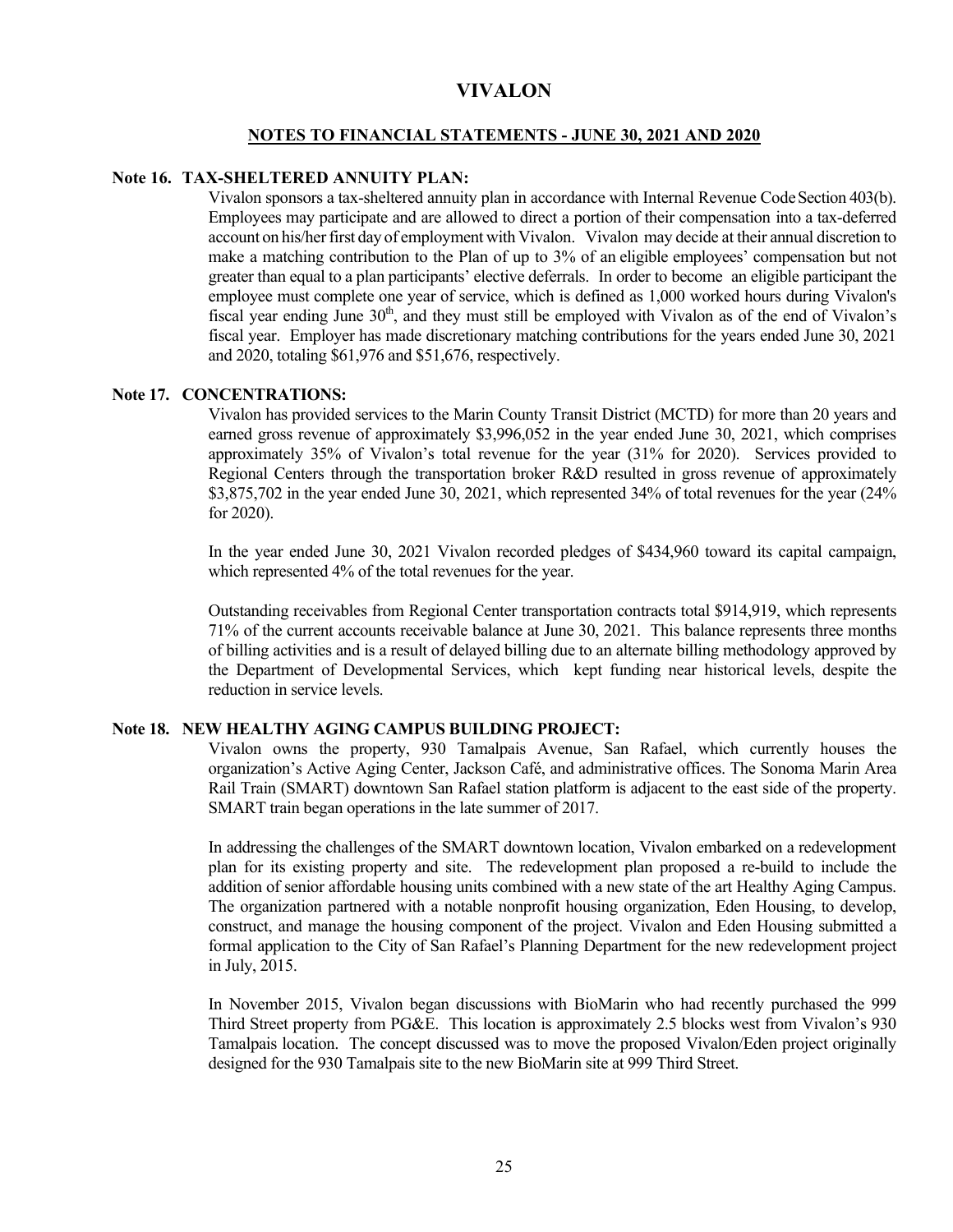# VIVALON

## NOTES TO FINANCIAL STATEMENTS - JUNE 30, 2021 AND 2020

### Note 16. TAX-SHELTERED ANNUITY PLAN:

Vivalon sponsors a tax-sheltered annuity plan in accordance with Internal Revenue Code Section 403(b). Employees may participate and are allowed to direct a portion of their compensation into a tax-deferred account on his/her first day of employment with Vivalon. Vivalon may decide at their annual discretion to make a matching contribution to the Plan of up to 3% of an eligible employees' compensation but not greater than equal to a plan participants' elective deferrals. In order to become an eligible participant the employee must complete one year of service, which is defined as 1,000 worked hours during Vivalon's fiscal year ending June 30th, and they must still be employed with Vivalon as of the end of Vivalon's fiscal year. Employer has made discretionary matching contributions for the years ended June 30, 2021 and 2020, totaling $61,976 and $51,676, respectively.

### Note 17. CONCENTRATIONS:

Vivalon has provided services to the Marin County Transit District (MCTD) for more than 20 years and earned gross revenue of approximately $3,996,052 in the year ended June 30, 2021, which comprises approximately 35% of Vivalon's total revenue for the year (31% for 2020). Services provided to Regional Centers through the transportation broker R&D resulted in gross revenue of approximately $3,875,702 in the year ended June 30, 2021, which represented 34% of total revenues for the year (24% for 2020).

In the year ended June 30, 2021 Vivalon recorded pledges of $434,960 toward its capital campaign, which represented 4% of the total revenues for the year.

Outstanding receivables from Regional Center transportation contracts total $914,919, which represents 71% of the current accounts receivable balance at June 30, 2021. This balance represents three months of billing activities and is a result of delayed billing due to an alternate billing methodology approved by the Department of Developmental Services, which kept funding near historical levels, despite the reduction in service levels.

### Note 18. NEW HEALTHY AGING CAMPUS BUILDING PROJECT:

Vivalon owns the property, 930 Tamalpais Avenue, San Rafael, which currently houses the organization's Active Aging Center, Jackson Café, and administrative offices. The Sonoma Marin Area Rail Train (SMART) downtown San Rafael station platform is adjacent to the east side of the property. SMART train began operations in the late summer of 2017.

In addressing the challenges of the SMART downtown location, Vivalon embarked on a redevelopment plan for its existing property and site. The redevelopment plan proposed a re-build to include the addition of senior affordable housing units combined with a new state of the art Healthy Aging Campus. The organization partnered with a notable nonprofit housing organization, Eden Housing, to develop, construct, and manage the housing component of the project. Vivalon and Eden Housing submitted a formal application to the City of San Rafael's Planning Department for the new redevelopment project in July, 2015.

In November 2015, Vivalon began discussions with BioMarin who had recently purchased the 999 Third Street property from PG&E. This location is approximately 2.5 blocks west from Vivalon's 930 Tamalpais location. The concept discussed was to move the proposed Vivalon/Eden project originally designed for the 930 Tamalpais site to the new BioMarin site at 999 Third Street.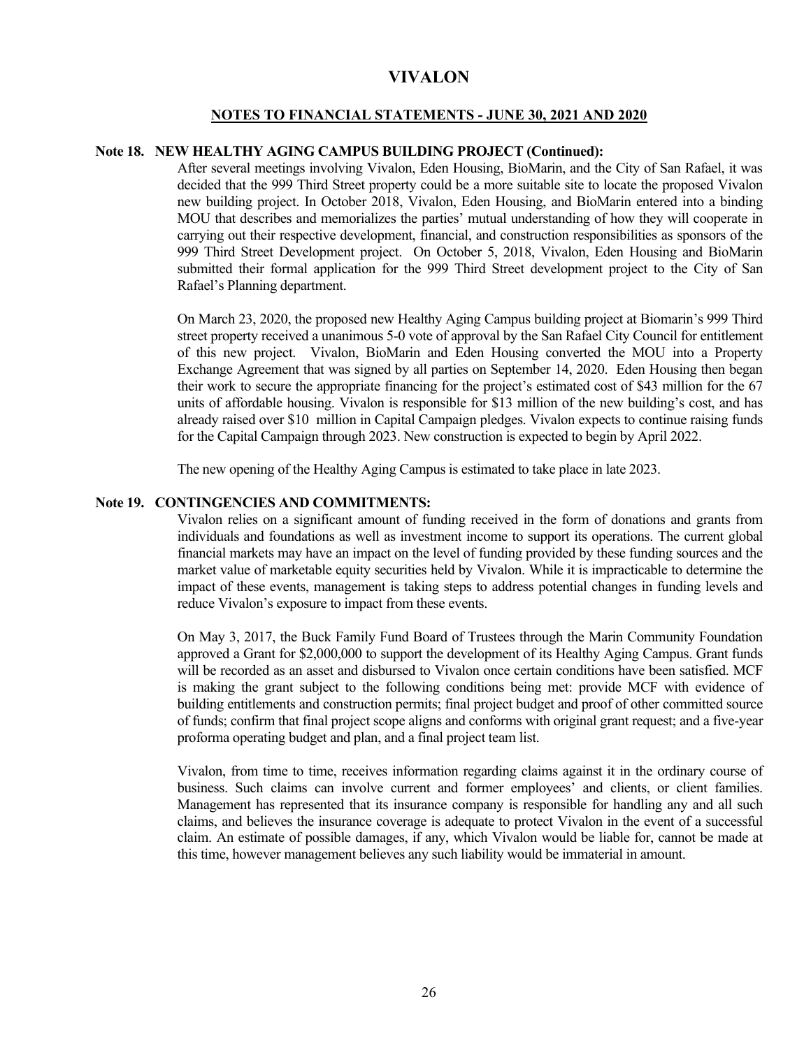# VIVALON

## NOTES TO FINANCIAL STATEMENTS - JUNE 30, 2021 AND 2020

### Note 18. NEW HEALTHY AGING CAMPUS BUILDING PROJECT (Continued):

After several meetings involving Vivalon, Eden Housing, BioMarin, and the City of San Rafael, it was decided that the 999 Third Street property could be a more suitable site to locate the proposed Vivalon new building project. In October 2018, Vivalon, Eden Housing, and BioMarin entered into a binding MOU that describes and memorializes the parties' mutual understanding of how they will cooperate in carrying out their respective development, financial, and construction responsibilities as sponsors of the 999 Third Street Development project. On October 5, 2018, Vivalon, Eden Housing and BioMarin submitted their formal application for the 999 Third Street development project to the City of San Rafael's Planning department.

On March 23, 2020, the proposed new Healthy Aging Campus building project at Biomarin's 999 Third street property received a unanimous 5-0 vote of approval by the San Rafael City Council for entitlement of this new project. Vivalon, BioMarin and Eden Housing converted the MOU into a Property Exchange Agreement that was signed by all parties on September 14, 2020. Eden Housing then began their work to secure the appropriate financing for the project's estimated cost of $43 million for the 67 units of affordable housing. Vivalon is responsible for $13 million of the new building's cost, and has already raised over $10 million in Capital Campaign pledges. Vivalon expects to continue raising funds for the Capital Campaign through 2023. New construction is expected to begin by April 2022.

The new opening of the Healthy Aging Campus is estimated to take place in late 2023.

### Note 19. CONTINGENCIES AND COMMITMENTS:

Vivalon relies on a significant amount of funding received in the form of donations and grants from individuals and foundations as well as investment income to support its operations. The current global financial markets may have an impact on the level of funding provided by these funding sources and the market value of marketable equity securities held by Vivalon. While it is impracticable to determine the impact of these events, management is taking steps to address potential changes in funding levels and reduce Vivalon's exposure to impact from these events.

On May 3, 2017, the Buck Family Fund Board of Trustees through the Marin Community Foundation approved a Grant for $2,000,000 to support the development of its Healthy Aging Campus. Grant funds will be recorded as an asset and disbursed to Vivalon once certain conditions have been satisfied. MCF is making the grant subject to the following conditions being met: provide MCF with evidence of building entitlements and construction permits; final project budget and proof of other committed source of funds; confirm that final project scope aligns and conforms with original grant request; and a five-year proforma operating budget and plan, and a final project team list.

Vivalon, from time to time, receives information regarding claims against it in the ordinary course of business. Such claims can involve current and former employees' and clients, or client families. Management has represented that its insurance company is responsible for handling any and all such claims, and believes the insurance coverage is adequate to protect Vivalon in the event of a successful claim. An estimate of possible damages, if any, which Vivalon would be liable for, cannot be made at this time, however management believes any such liability would be immaterial in amount.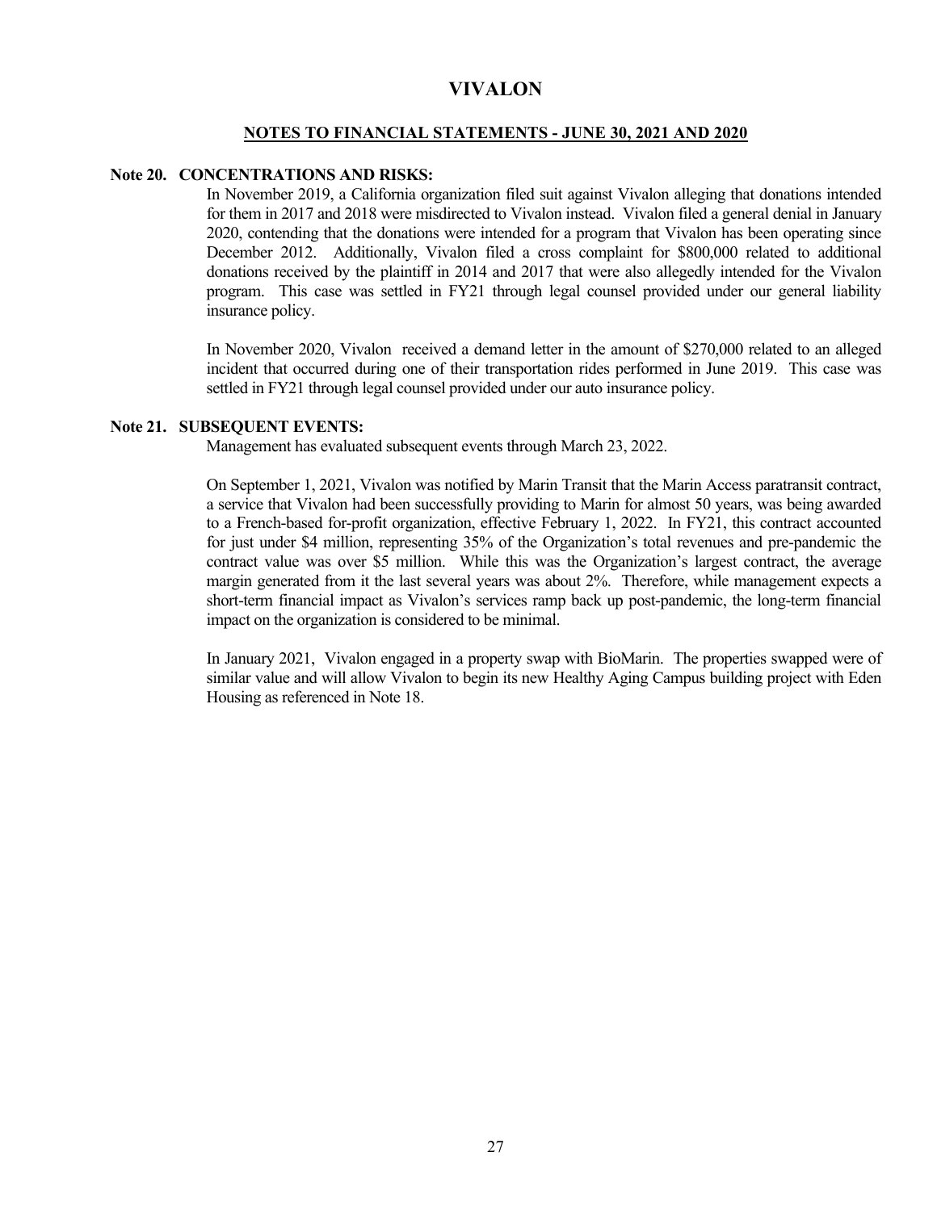# VIVALON

## NOTES TO FINANCIAL STATEMENTS - JUNE 30, 2021 AND 2020

**Note 20. CONCENTRATIONS AND RISKS:**

In November 2019, a California organization filed suit against Vivalon alleging that donations intended for them in 2017 and 2018 were misdirected to Vivalon instead. Vivalon filed a general denial in January 2020, contending that the donations were intended for a program that Vivalon has been operating since December 2012. Additionally, Vivalon filed a cross complaint for $800,000 related to additional donations received by the plaintiff in 2014 and 2017 that were also allegedly intended for the Vivalon program. This case was settled in FY21 through legal counsel provided under our general liability insurance policy.

In November 2020, Vivalon received a demand letter in the amount of $270,000 related to an alleged incident that occurred during one of their transportation rides performed in June 2019. This case was settled in FY21 through legal counsel provided under our auto insurance policy.

**Note 21. SUBSEQUENT EVENTS:**

Management has evaluated subsequent events through March 23, 2022.

On September 1, 2021, Vivalon was notified by Marin Transit that the Marin Access paratransit contract, a service that Vivalon had been successfully providing to Marin for almost 50 years, was being awarded to a French-based for-profit organization, effective February 1, 2022. In FY21, this contract accounted for just under $4 million, representing 35% of the Organization's total revenues and pre-pandemic the contract value was over $5 million. While this was the Organization's largest contract, the average margin generated from it the last several years was about 2%. Therefore, while management expects a short-term financial impact as Vivalon's services ramp back up post-pandemic, the long-term financial impact on the organization is considered to be minimal.

In January 2021, Vivalon engaged in a property swap with BioMarin. The properties swapped were of similar value and will allow Vivalon to begin its new Healthy Aging Campus building project with Eden Housing as referenced in Note 18.